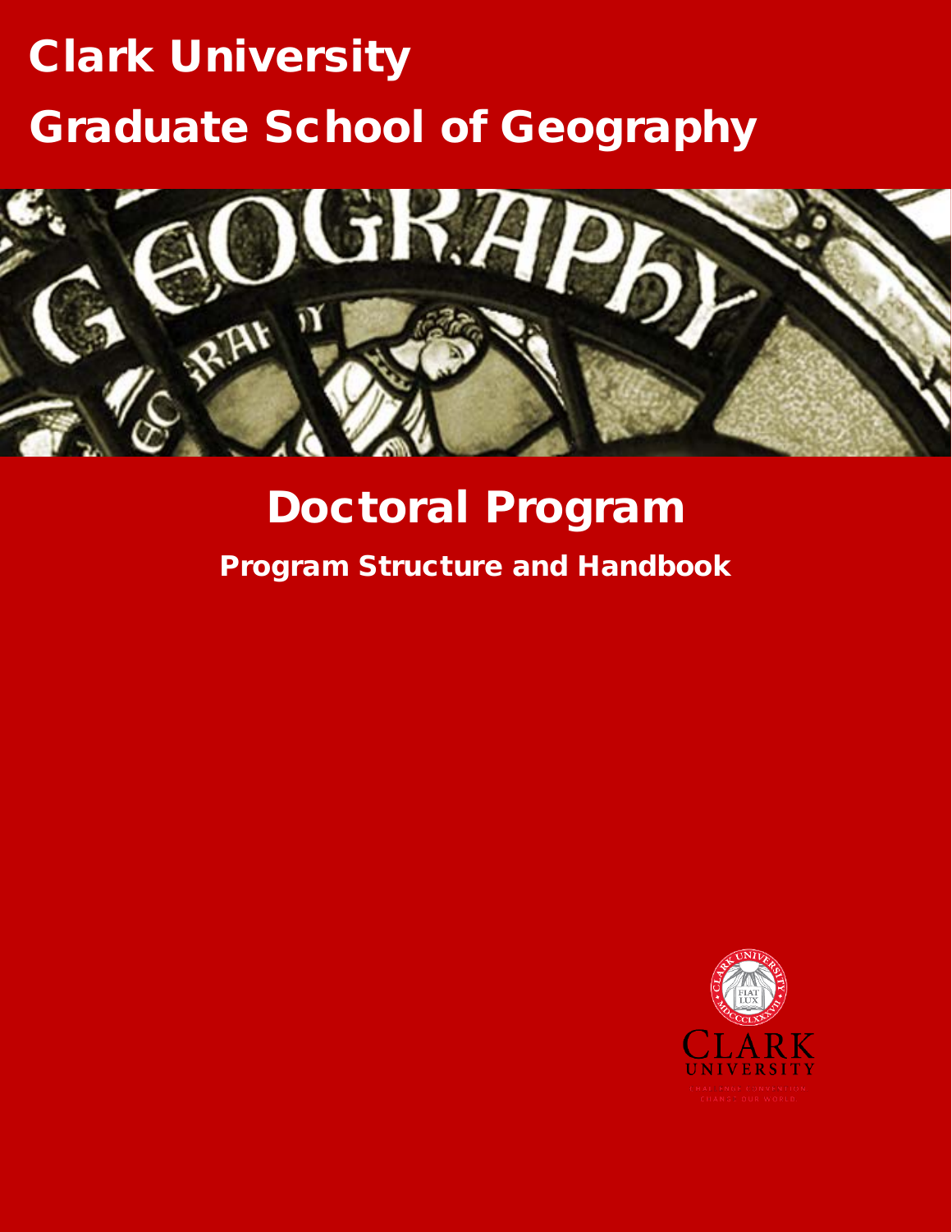# Clark University

# Graduate School of Geography

## Doctoral Program

### Program Structure and Handbook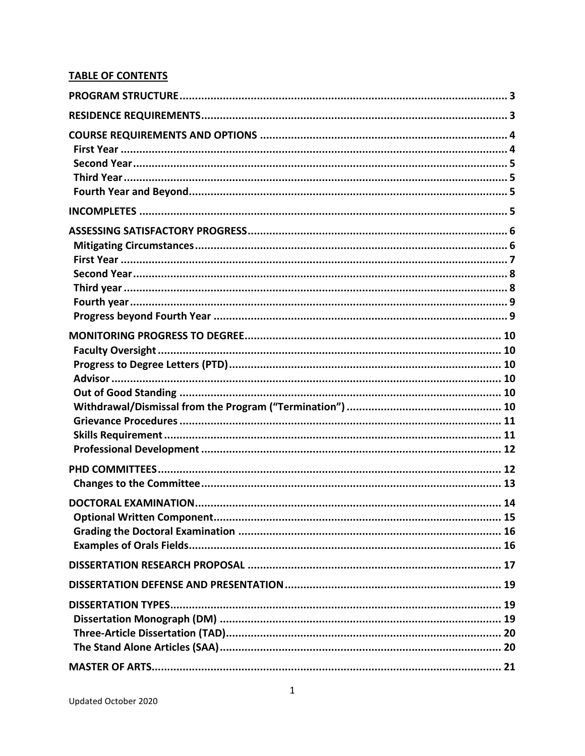**TABLE OF CONTENTS**

**PROGRAM STRUCTURE** ........ 3
**RESIDENCE REQUIREMENTS** ........ 3
**COURSE REQUIREMENTS AND OPTIONS** ........ 4
- **First Year** ........ 4
- **Second Year** ........ 5
- **Third Year** ........ 5
- **Fourth Year and Beyond** ........ 5

**INCOMPLETES** ........ 5
**ASSESSING SATISFACTORY PROGRESS** ........ 6
- **Mitigating Circumstances** ........ 6
- **First Year** ........ 7
- **Second Year** ........ 8
- **Third year** ........ 8
- **Fourth year** ........ 9
- **Progress beyond Fourth Year** ........ 9

**MONITORING PROGRESS TO DEGREE** ........ 10
- **Faculty Oversight** ........ 10
- **Progress to Degree Letters (PTD)** ........ 10
- **Advisor** ........ 10
- **Out of Good Standing** ........ 10
- **Withdrawal/Dismissal from the Program ("Termination")** ........ 10
- **Grievance Procedures** ........ 11
- **Skills Requirement** ........ 11
- **Professional Development** ........ 12

**PHD COMMITTEES** ........ 12
- **Changes to the Committee** ........ 13

**DOCTORAL EXAMINATION** ........ 14
- **Optional Written Component** ........ 15
- **Grading the Doctoral Examination** ........ 16
- **Examples of Orals Fields** ........ 16

**DISSERTATION RESEARCH PROPOSAL** ........ 17
**DISSERTATION DEFENSE AND PRESENTATION** ........ 19
**DISSERTATION TYPES** ........ 19
- **Dissertation Monograph (DM)** ........ 19
- **Three-Article Dissertation (TAD)** ........ 20
- **The Stand Alone Articles (SAA)** ........ 20

**MASTER OF ARTS** ........ 21

Updated October 2020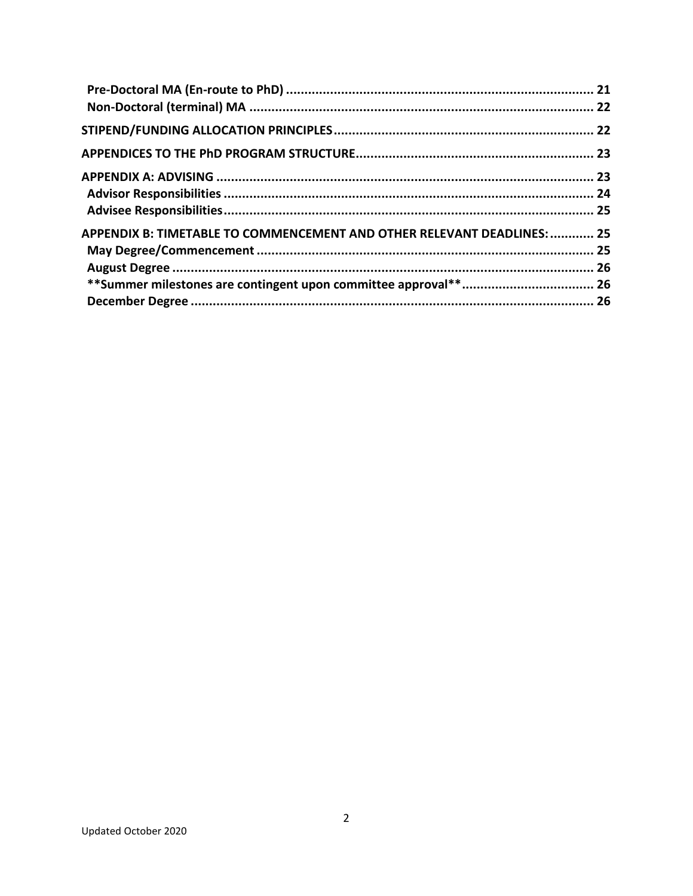**Pre-Doctoral MA (En-route to PhD) .................................................................................... 21**
**Non-Doctoral (terminal) MA ............................................................................................. 22**

**STIPEND/FUNDING ALLOCATION PRINCIPLES ....................................................................... 22**

**APPENDICES TO THE PhD PROGRAM STRUCTURE ................................................................. 23**

**APPENDIX A: ADVISING ...................................................................................................... 23**
**Advisor Responsibilities .................................................................................................... 24**
**Advisee Responsibilities .................................................................................................... 25**

**APPENDIX B: TIMETABLE TO COMMENCEMENT AND OTHER RELEVANT DEADLINES: ............ 25**
**May Degree/Commencement ........................................................................................... 25**
**August Degree .................................................................................................................. 26**
****Summer milestones are contingent upon committee approval** .................................. 26**
**December Degree ............................................................................................................. 26**

Updated October 2020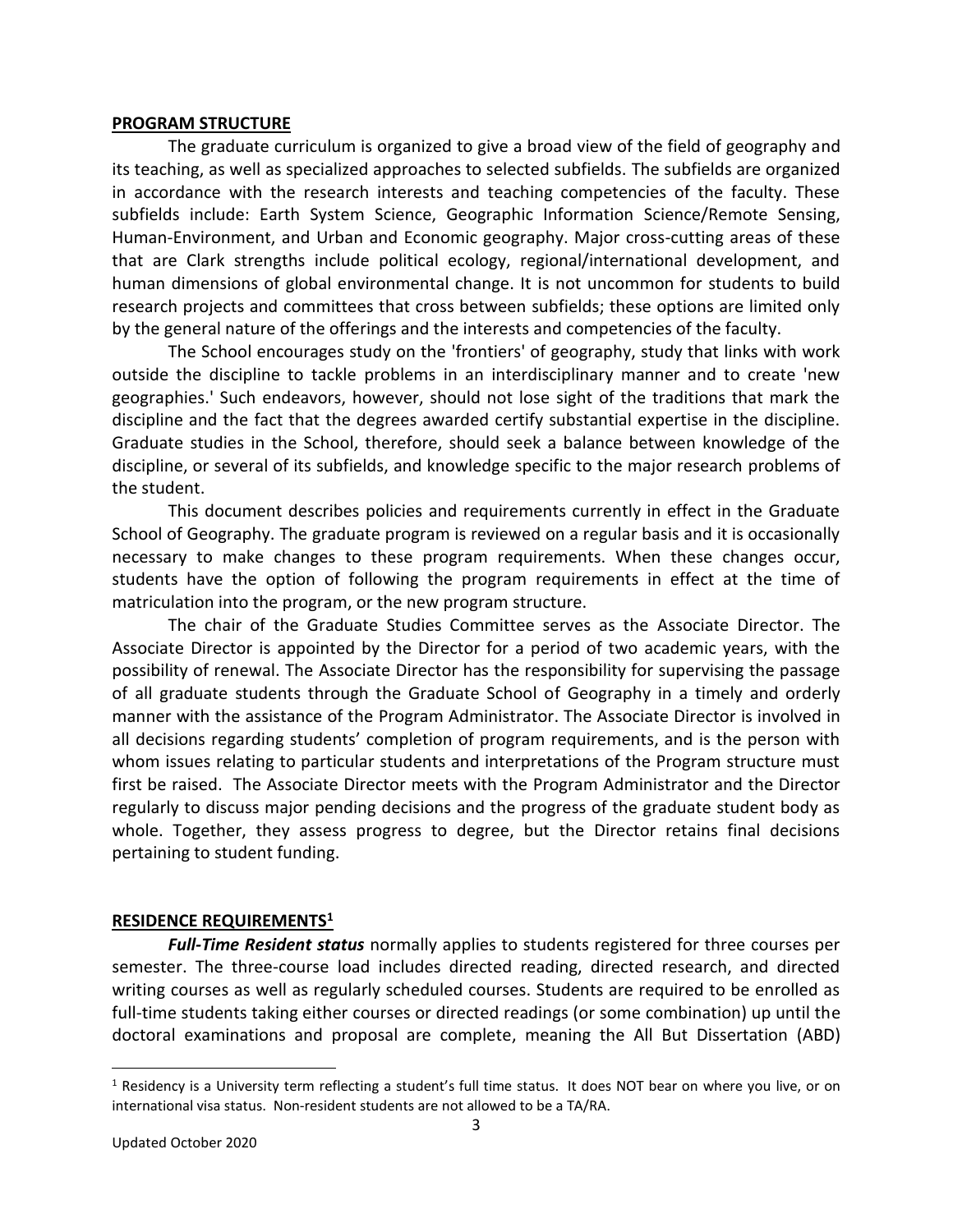## PROGRAM STRUCTURE

The graduate curriculum is organized to give a broad view of the field of geography and its teaching, as well as specialized approaches to selected subfields. The subfields are organized in accordance with the research interests and teaching competencies of the faculty. These subfields include: Earth System Science, Geographic Information Science/Remote Sensing, Human-Environment, and Urban and Economic geography. Major cross-cutting areas of these that are Clark strengths include political ecology, regional/international development, and human dimensions of global environmental change. It is not uncommon for students to build research projects and committees that cross between subfields; these options are limited only by the general nature of the offerings and the interests and competencies of the faculty.

The School encourages study on the 'frontiers' of geography, study that links with work outside the discipline to tackle problems in an interdisciplinary manner and to create 'new geographies.' Such endeavors, however, should not lose sight of the traditions that mark the discipline and the fact that the degrees awarded certify substantial expertise in the discipline. Graduate studies in the School, therefore, should seek a balance between knowledge of the discipline, or several of its subfields, and knowledge specific to the major research problems of the student.

This document describes policies and requirements currently in effect in the Graduate School of Geography. The graduate program is reviewed on a regular basis and it is occasionally necessary to make changes to these program requirements. When these changes occur, students have the option of following the program requirements in effect at the time of matriculation into the program, or the new program structure.

The chair of the Graduate Studies Committee serves as the Associate Director. The Associate Director is appointed by the Director for a period of two academic years, with the possibility of renewal. The Associate Director has the responsibility for supervising the passage of all graduate students through the Graduate School of Geography in a timely and orderly manner with the assistance of the Program Administrator. The Associate Director is involved in all decisions regarding students' completion of program requirements, and is the person with whom issues relating to particular students and interpretations of the Program structure must first be raised. The Associate Director meets with the Program Administrator and the Director regularly to discuss major pending decisions and the progress of the graduate student body as whole. Together, they assess progress to degree, but the Director retains final decisions pertaining to student funding.

## RESIDENCE REQUIREMENTS[1]

***Full-Time Resident status*** normally applies to students registered for three courses per semester. The three-course load includes directed reading, directed research, and directed writing courses as well as regularly scheduled courses. Students are required to be enrolled as full-time students taking either courses or directed readings (or some combination) up until the doctoral examinations and proposal are complete, meaning the All But Dissertation (ABD)

[1] Residency is a University term reflecting a student's full time status. It does NOT bear on where you live, or on international visa status. Non-resident students are not allowed to be a TA/RA.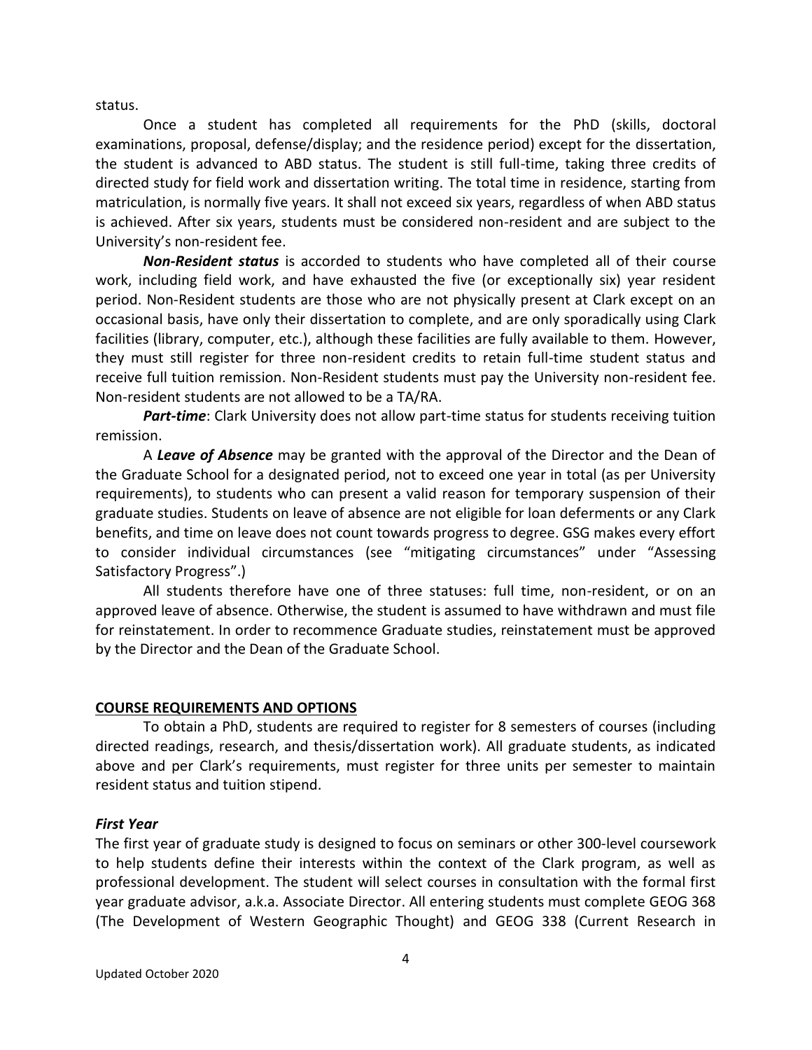status.

Once a student has completed all requirements for the PhD (skills, doctoral examinations, proposal, defense/display; and the residence period) except for the dissertation, the student is advanced to ABD status. The student is still full-time, taking three credits of directed study for field work and dissertation writing. The total time in residence, starting from matriculation, is normally five years. It shall not exceed six years, regardless of when ABD status is achieved. After six years, students must be considered non-resident and are subject to the University's non-resident fee.

***Non-Resident status*** is accorded to students who have completed all of their course work, including field work, and have exhausted the five (or exceptionally six) year resident period. Non-Resident students are those who are not physically present at Clark except on an occasional basis, have only their dissertation to complete, and are only sporadically using Clark facilities (library, computer, etc.), although these facilities are fully available to them. However, they must still register for three non-resident credits to retain full-time student status and receive full tuition remission. Non-Resident students must pay the University non-resident fee. Non-resident students are not allowed to be a TA/RA.

***Part-time***: Clark University does not allow part-time status for students receiving tuition remission.

A ***Leave of Absence*** may be granted with the approval of the Director and the Dean of the Graduate School for a designated period, not to exceed one year in total (as per University requirements), to students who can present a valid reason for temporary suspension of their graduate studies. Students on leave of absence are not eligible for loan deferments or any Clark benefits, and time on leave does not count towards progress to degree. GSG makes every effort to consider individual circumstances (see "mitigating circumstances" under "Assessing Satisfactory Progress".)

All students therefore have one of three statuses: full time, non-resident, or on an approved leave of absence. Otherwise, the student is assumed to have withdrawn and must file for reinstatement. In order to recommence Graduate studies, reinstatement must be approved by the Director and the Dean of the Graduate School.

## COURSE REQUIREMENTS AND OPTIONS

To obtain a PhD, students are required to register for 8 semesters of courses (including directed readings, research, and thesis/dissertation work). All graduate students, as indicated above and per Clark's requirements, must register for three units per semester to maintain resident status and tuition stipend.

### *First Year*

The first year of graduate study is designed to focus on seminars or other 300-level coursework to help students define their interests within the context of the Clark program, as well as professional development. The student will select courses in consultation with the formal first year graduate advisor, a.k.a. Associate Director. All entering students must complete GEOG 368 (The Development of Western Geographic Thought) and GEOG 338 (Current Research in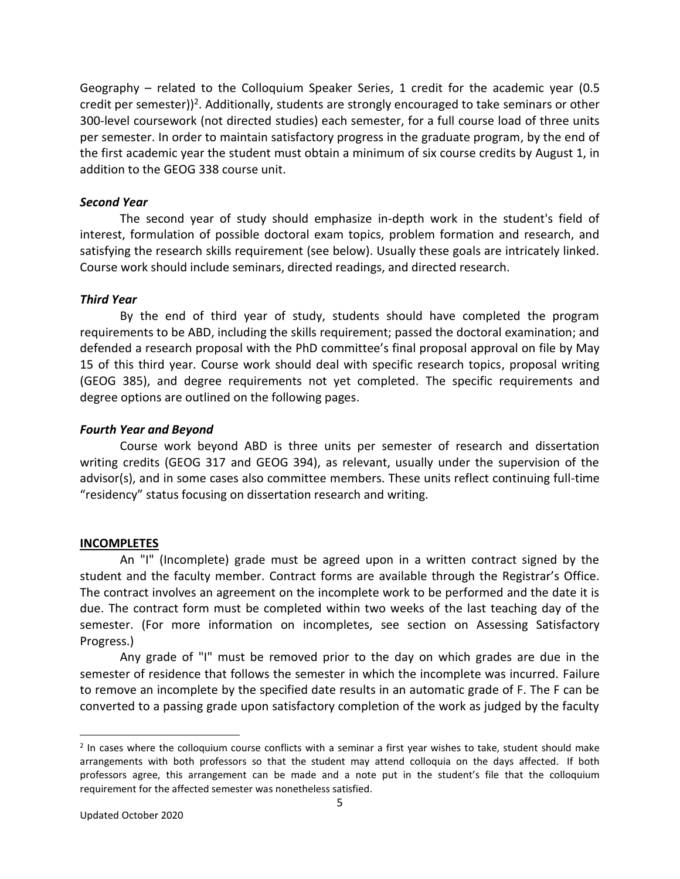Geography – related to the Colloquium Speaker Series, 1 credit for the academic year (0.5 credit per semester))[2]. Additionally, students are strongly encouraged to take seminars or other 300-level coursework (not directed studies) each semester, for a full course load of three units per semester. In order to maintain satisfactory progress in the graduate program, by the end of the first academic year the student must obtain a minimum of six course credits by August 1, in addition to the GEOG 338 course unit.

### *Second Year*

The second year of study should emphasize in-depth work in the student's field of interest, formulation of possible doctoral exam topics, problem formation and research, and satisfying the research skills requirement (see below). Usually these goals are intricately linked. Course work should include seminars, directed readings, and directed research.

### *Third Year*

By the end of third year of study, students should have completed the program requirements to be ABD, including the skills requirement; passed the doctoral examination; and defended a research proposal with the PhD committee's final proposal approval on file by May 15 of this third year. Course work should deal with specific research topics, proposal writing (GEOG 385), and degree requirements not yet completed. The specific requirements and degree options are outlined on the following pages.

### *Fourth Year and Beyond*

Course work beyond ABD is three units per semester of research and dissertation writing credits (GEOG 317 and GEOG 394), as relevant, usually under the supervision of the advisor(s), and in some cases also committee members. These units reflect continuing full-time "residency" status focusing on dissertation research and writing.

## INCOMPLETES

An "I" (Incomplete) grade must be agreed upon in a written contract signed by the student and the faculty member. Contract forms are available through the Registrar's Office. The contract involves an agreement on the incomplete work to be performed and the date it is due. The contract form must be completed within two weeks of the last teaching day of the semester. (For more information on incompletes, see section on Assessing Satisfactory Progress.)

Any grade of "I" must be removed prior to the day on which grades are due in the semester of residence that follows the semester in which the incomplete was incurred. Failure to remove an incomplete by the specified date results in an automatic grade of F. The F can be converted to a passing grade upon satisfactory completion of the work as judged by the faculty

---

[2] In cases where the colloquium course conflicts with a seminar a first year wishes to take, student should make arrangements with both professors so that the student may attend colloquia on the days affected. If both professors agree, this arrangement can be made and a note put in the student's file that the colloquium requirement for the affected semester was nonetheless satisfied.

Updated October 2020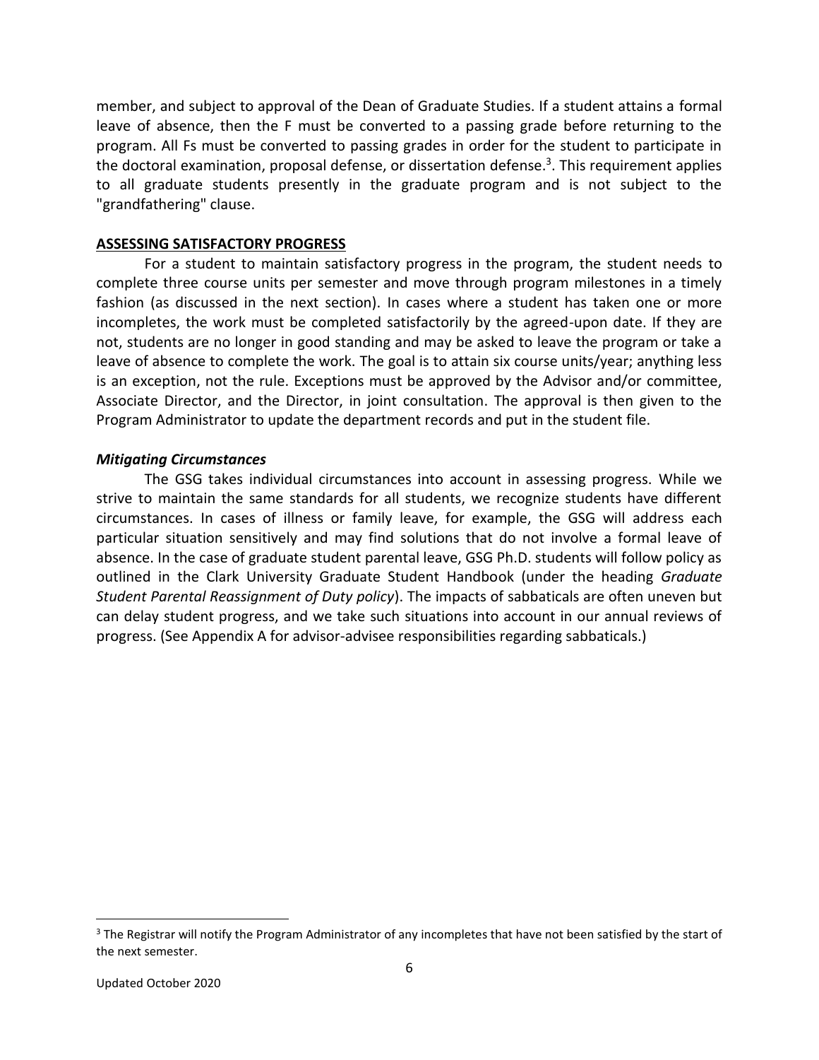member, and subject to approval of the Dean of Graduate Studies. If a student attains a formal leave of absence, then the F must be converted to a passing grade before returning to the program. All Fs must be converted to passing grades in order for the student to participate in the doctoral examination, proposal defense, or dissertation defense.[3]. This requirement applies to all graduate students presently in the graduate program and is not subject to the "grandfathering" clause.

## ASSESSING SATISFACTORY PROGRESS

For a student to maintain satisfactory progress in the program, the student needs to complete three course units per semester and move through program milestones in a timely fashion (as discussed in the next section). In cases where a student has taken one or more incompletes, the work must be completed satisfactorily by the agreed-upon date. If they are not, students are no longer in good standing and may be asked to leave the program or take a leave of absence to complete the work. The goal is to attain six course units/year; anything less is an exception, not the rule. Exceptions must be approved by the Advisor and/or committee, Associate Director, and the Director, in joint consultation. The approval is then given to the Program Administrator to update the department records and put in the student file.

### *Mitigating Circumstances*

The GSG takes individual circumstances into account in assessing progress. While we strive to maintain the same standards for all students, we recognize students have different circumstances. In cases of illness or family leave, for example, the GSG will address each particular situation sensitively and may find solutions that do not involve a formal leave of absence. In the case of graduate student parental leave, GSG Ph.D. students will follow policy as outlined in the Clark University Graduate Student Handbook (under the heading *Graduate Student Parental Reassignment of Duty policy*). The impacts of sabbaticals are often uneven but can delay student progress, and we take such situations into account in our annual reviews of progress. (See Appendix A for advisor-advisee responsibilities regarding sabbaticals.)

---

[3] The Registrar will notify the Program Administrator of any incompletes that have not been satisfied by the start of the next semester.

Updated October 2020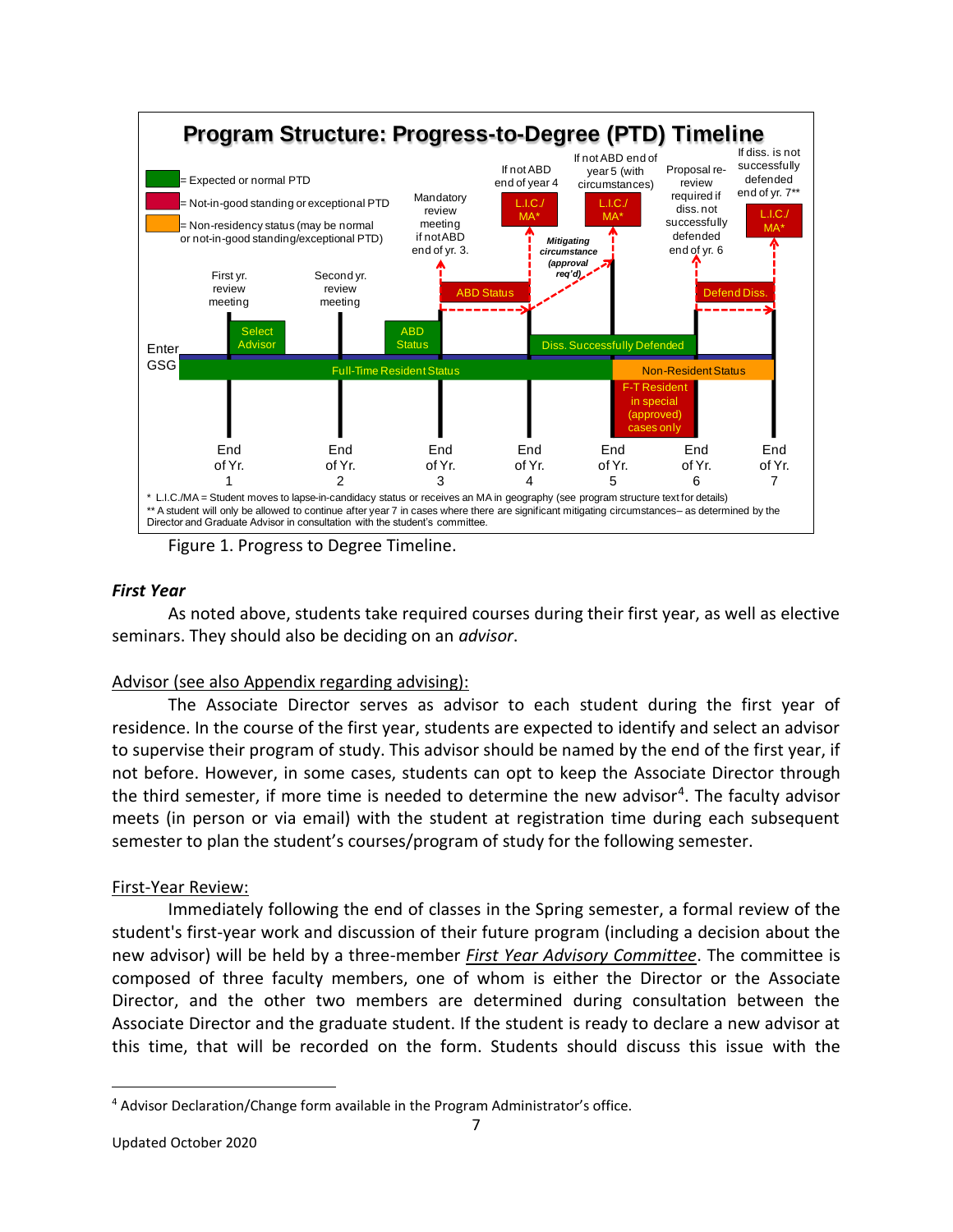**Program Structure: Progress-to-Degree (PTD) Timeline**

- Green = Expected or normal PTD
- Red = Not-in-good standing or exceptional PTD
- Orange = Non-residency status (may be normal or not-in-good standing/exceptional PTD)

Enter GSG — Full-Time Resident Status — Non-Resident Status

| End of Yr. 1 | End of Yr. 2 | End of Yr. 3 | End of Yr. 4 | End of Yr. 5 | End of Yr. 6 | End of Yr. 7 |
|---|---|---|---|---|---|---|
| First yr. review meeting; Select Advisor | Second yr. review meeting | ABD Status; Mandatory review meeting if not ABD end of yr. 3. ABD Status | If not ABD end of year 4: L.I.C./MA* | If not ABD end of year 5 (with circumstances): L.I.C./MA*; Mitigating circumstance (approval req'd) | Proposal re-review required if diss. not successfully defended end of yr. 6; Defend Diss. | If diss. is not successfully defended end of yr. 7**: L.I.C./MA* |

Diss. Successfully Defended (end of Yr. 4 – end of Yr. 6); F-T Resident in special (approved) cases only (end of Yr. 5 – end of Yr. 6)

\* L.I.C./MA = Student moves to lapse-in-candidacy status or receives an MA in geography (see program structure text for details)

\*\* A student will only be allowed to continue after year 7 in cases where there are significant mitigating circumstances – as determined by the Director and Graduate Advisor in consultation with the student's committee.

Figure 1. Progress to Degree Timeline.

### *First Year*

As noted above, students take required courses during their first year, as well as elective seminars. They should also be deciding on an *advisor*.

Advisor (see also Appendix regarding advising):

The Associate Director serves as advisor to each student during the first year of residence. In the course of the first year, students are expected to identify and select an advisor to supervise their program of study. This advisor should be named by the end of the first year, if not before. However, in some cases, students can opt to keep the Associate Director through the third semester, if more time is needed to determine the new advisor[4]. The faculty advisor meets (in person or via email) with the student at registration time during each subsequent semester to plan the student's courses/program of study for the following semester.

First-Year Review:

Immediately following the end of classes in the Spring semester, a formal review of the student's first-year work and discussion of their future program (including a decision about the new advisor) will be held by a three-member *First Year Advisory Committee*. The committee is composed of three faculty members, one of whom is either the Director or the Associate Director, and the other two members are determined during consultation between the Associate Director and the graduate student. If the student is ready to declare a new advisor at this time, that will be recorded on the form. Students should discuss this issue with the

[4] Advisor Declaration/Change form available in the Program Administrator's office.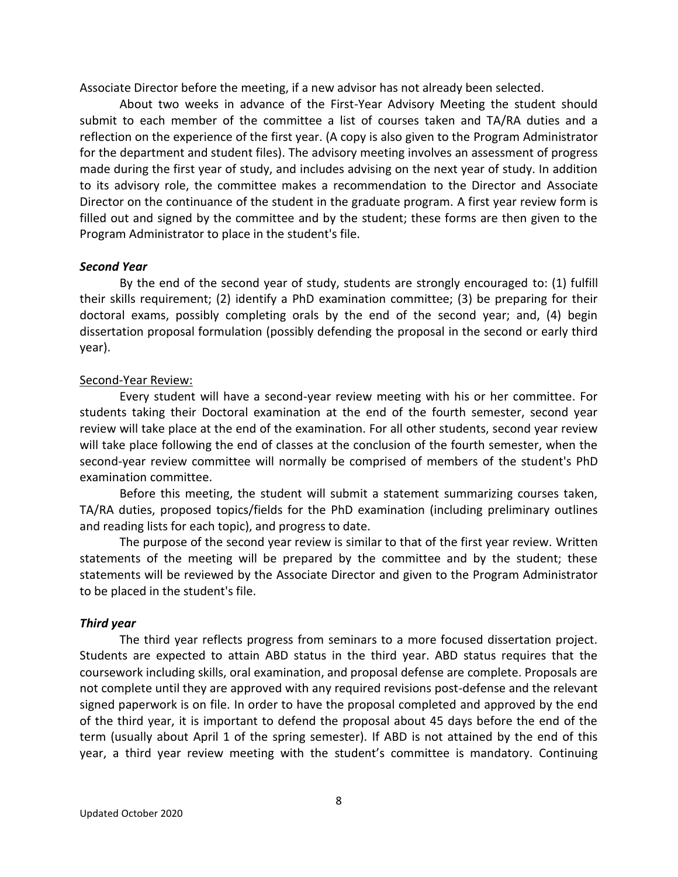Associate Director before the meeting, if a new advisor has not already been selected.

About two weeks in advance of the First-Year Advisory Meeting the student should submit to each member of the committee a list of courses taken and TA/RA duties and a reflection on the experience of the first year. (A copy is also given to the Program Administrator for the department and student files). The advisory meeting involves an assessment of progress made during the first year of study, and includes advising on the next year of study. In addition to its advisory role, the committee makes a recommendation to the Director and Associate Director on the continuance of the student in the graduate program. A first year review form is filled out and signed by the committee and by the student; these forms are then given to the Program Administrator to place in the student's file.

### ***Second Year***

By the end of the second year of study, students are strongly encouraged to: (1) fulfill their skills requirement; (2) identify a PhD examination committee; (3) be preparing for their doctoral exams, possibly completing orals by the end of the second year; and, (4) begin dissertation proposal formulation (possibly defending the proposal in the second or early third year).

Second-Year Review:

Every student will have a second-year review meeting with his or her committee. For students taking their Doctoral examination at the end of the fourth semester, second year review will take place at the end of the examination. For all other students, second year review will take place following the end of classes at the conclusion of the fourth semester, when the second-year review committee will normally be comprised of members of the student's PhD examination committee.

Before this meeting, the student will submit a statement summarizing courses taken, TA/RA duties, proposed topics/fields for the PhD examination (including preliminary outlines and reading lists for each topic), and progress to date.

The purpose of the second year review is similar to that of the first year review. Written statements of the meeting will be prepared by the committee and by the student; these statements will be reviewed by the Associate Director and given to the Program Administrator to be placed in the student's file.

### ***Third year***

The third year reflects progress from seminars to a more focused dissertation project. Students are expected to attain ABD status in the third year. ABD status requires that the coursework including skills, oral examination, and proposal defense are complete. Proposals are not complete until they are approved with any required revisions post-defense and the relevant signed paperwork is on file. In order to have the proposal completed and approved by the end of the third year, it is important to defend the proposal about 45 days before the end of the term (usually about April 1 of the spring semester). If ABD is not attained by the end of this year, a third year review meeting with the student's committee is mandatory. Continuing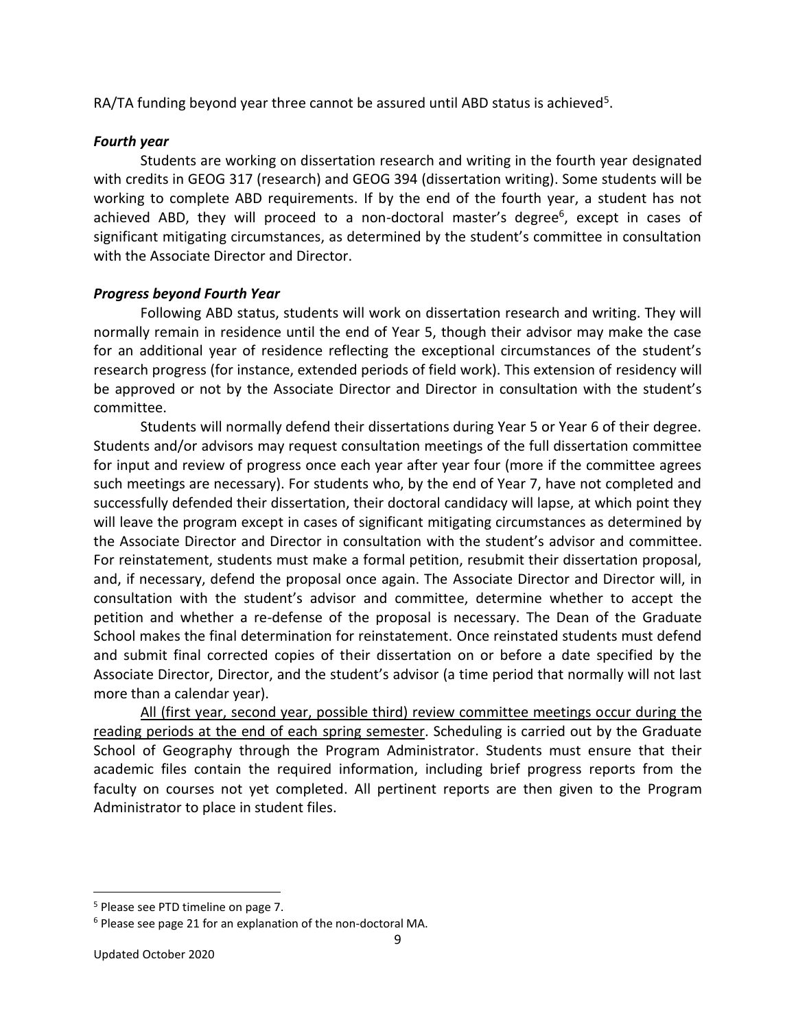RA/TA funding beyond year three cannot be assured until ABD status is achieved[5].

### *Fourth year*

Students are working on dissertation research and writing in the fourth year designated with credits in GEOG 317 (research) and GEOG 394 (dissertation writing). Some students will be working to complete ABD requirements. If by the end of the fourth year, a student has not achieved ABD, they will proceed to a non-doctoral master's degree[6], except in cases of significant mitigating circumstances, as determined by the student's committee in consultation with the Associate Director and Director.

### *Progress beyond Fourth Year*

Following ABD status, students will work on dissertation research and writing. They will normally remain in residence until the end of Year 5, though their advisor may make the case for an additional year of residence reflecting the exceptional circumstances of the student's research progress (for instance, extended periods of field work). This extension of residency will be approved or not by the Associate Director and Director in consultation with the student's committee.

Students will normally defend their dissertations during Year 5 or Year 6 of their degree. Students and/or advisors may request consultation meetings of the full dissertation committee for input and review of progress once each year after year four (more if the committee agrees such meetings are necessary). For students who, by the end of Year 7, have not completed and successfully defended their dissertation, their doctoral candidacy will lapse, at which point they will leave the program except in cases of significant mitigating circumstances as determined by the Associate Director and Director in consultation with the student's advisor and committee. For reinstatement, students must make a formal petition, resubmit their dissertation proposal, and, if necessary, defend the proposal once again. The Associate Director and Director will, in consultation with the student's advisor and committee, determine whether to accept the petition and whether a re-defense of the proposal is necessary. The Dean of the Graduate School makes the final determination for reinstatement. Once reinstated students must defend and submit final corrected copies of their dissertation on or before a date specified by the Associate Director, Director, and the student's advisor (a time period that normally will not last more than a calendar year).

<u>All (first year, second year, possible third) review committee meetings occur during the reading periods at the end of each spring semester</u>. Scheduling is carried out by the Graduate School of Geography through the Program Administrator. Students must ensure that their academic files contain the required information, including brief progress reports from the faculty on courses not yet completed. All pertinent reports are then given to the Program Administrator to place in student files.

---

[5] Please see PTD timeline on page 7.

[6] Please see page 21 for an explanation of the non-doctoral MA.

Updated October 2020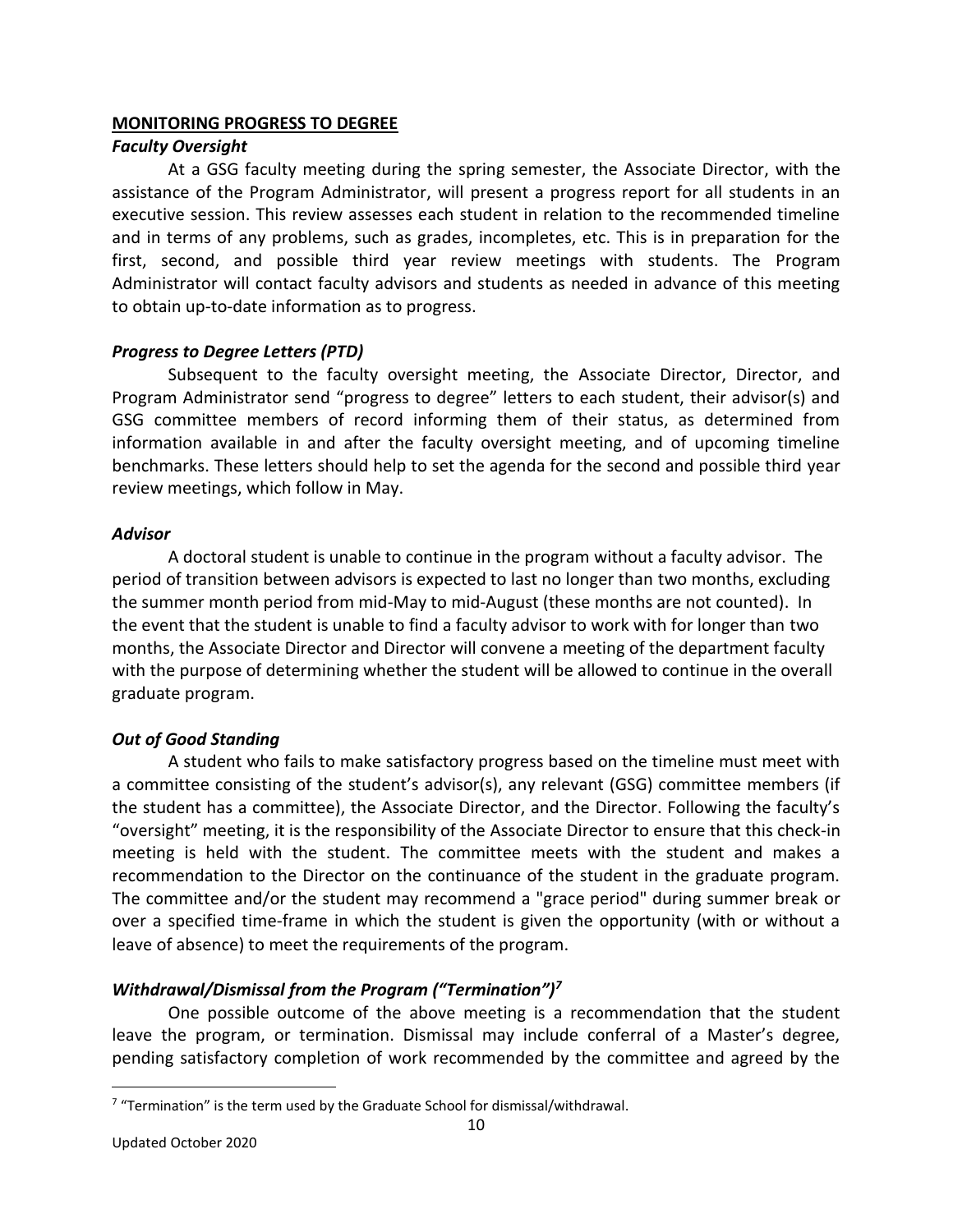## MONITORING PROGRESS TO DEGREE

### *Faculty Oversight*

At a GSG faculty meeting during the spring semester, the Associate Director, with the assistance of the Program Administrator, will present a progress report for all students in an executive session. This review assesses each student in relation to the recommended timeline and in terms of any problems, such as grades, incompletes, etc. This is in preparation for the first, second, and possible third year review meetings with students. The Program Administrator will contact faculty advisors and students as needed in advance of this meeting to obtain up-to-date information as to progress.

### *Progress to Degree Letters (PTD)*

Subsequent to the faculty oversight meeting, the Associate Director, Director, and Program Administrator send "progress to degree" letters to each student, their advisor(s) and GSG committee members of record informing them of their status, as determined from information available in and after the faculty oversight meeting, and of upcoming timeline benchmarks. These letters should help to set the agenda for the second and possible third year review meetings, which follow in May.

### *Advisor*

A doctoral student is unable to continue in the program without a faculty advisor. The period of transition between advisors is expected to last no longer than two months, excluding the summer month period from mid-May to mid-August (these months are not counted). In the event that the student is unable to find a faculty advisor to work with for longer than two months, the Associate Director and Director will convene a meeting of the department faculty with the purpose of determining whether the student will be allowed to continue in the overall graduate program.

### *Out of Good Standing*

A student who fails to make satisfactory progress based on the timeline must meet with a committee consisting of the student's advisor(s), any relevant (GSG) committee members (if the student has a committee), the Associate Director, and the Director. Following the faculty's "oversight" meeting, it is the responsibility of the Associate Director to ensure that this check-in meeting is held with the student. The committee meets with the student and makes a recommendation to the Director on the continuance of the student in the graduate program. The committee and/or the student may recommend a "grace period" during summer break or over a specified time-frame in which the student is given the opportunity (with or without a leave of absence) to meet the requirements of the program.

### *Withdrawal/Dismissal from the Program ("Termination")*[7]

One possible outcome of the above meeting is a recommendation that the student leave the program, or termination. Dismissal may include conferral of a Master's degree, pending satisfactory completion of work recommended by the committee and agreed by the

[7] "Termination" is the term used by the Graduate School for dismissal/withdrawal.

Updated October 2020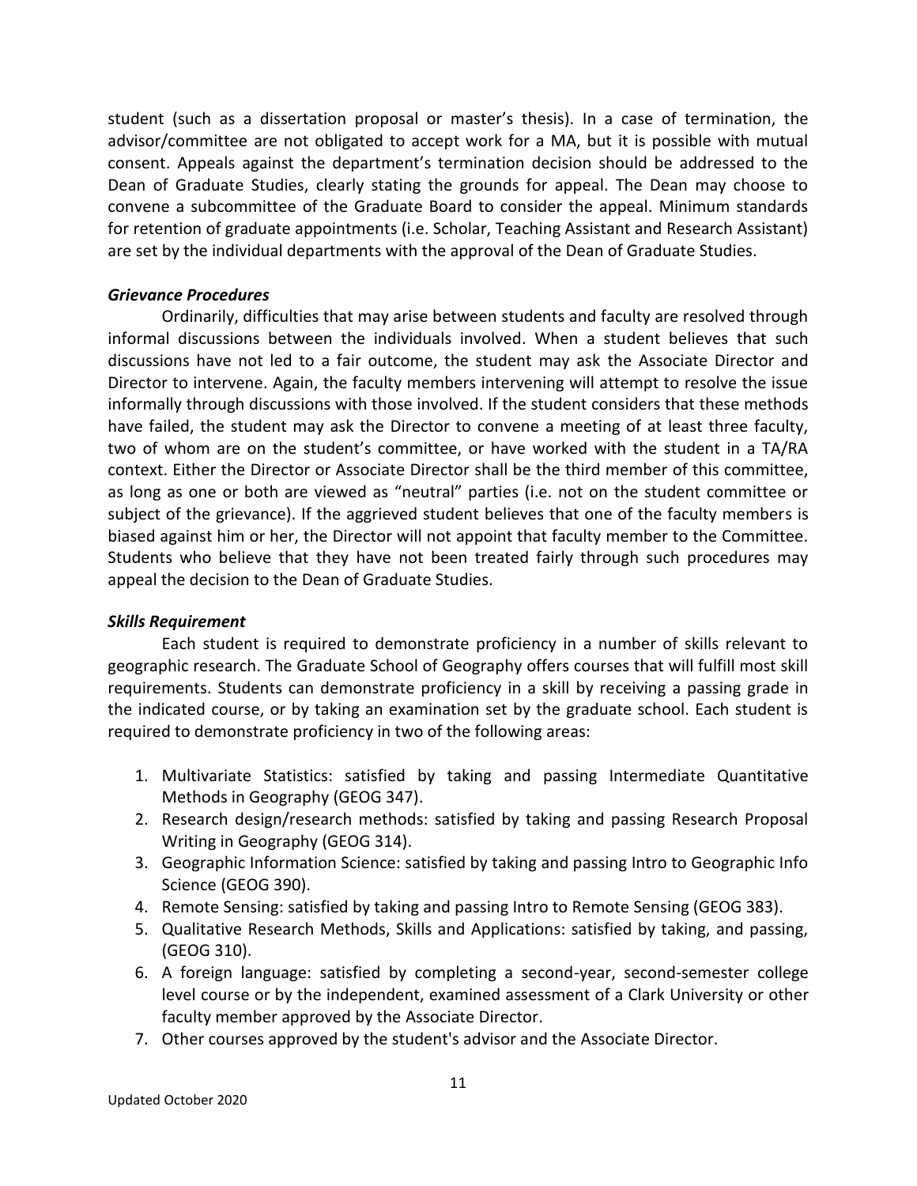student (such as a dissertation proposal or master's thesis). In a case of termination, the advisor/committee are not obligated to accept work for a MA, but it is possible with mutual consent. Appeals against the department's termination decision should be addressed to the Dean of Graduate Studies, clearly stating the grounds for appeal. The Dean may choose to convene a subcommittee of the Graduate Board to consider the appeal. Minimum standards for retention of graduate appointments (i.e. Scholar, Teaching Assistant and Research Assistant) are set by the individual departments with the approval of the Dean of Graduate Studies.

### *Grievance Procedures*

Ordinarily, difficulties that may arise between students and faculty are resolved through informal discussions between the individuals involved. When a student believes that such discussions have not led to a fair outcome, the student may ask the Associate Director and Director to intervene. Again, the faculty members intervening will attempt to resolve the issue informally through discussions with those involved. If the student considers that these methods have failed, the student may ask the Director to convene a meeting of at least three faculty, two of whom are on the student's committee, or have worked with the student in a TA/RA context. Either the Director or Associate Director shall be the third member of this committee, as long as one or both are viewed as "neutral" parties (i.e. not on the student committee or subject of the grievance). If the aggrieved student believes that one of the faculty members is biased against him or her, the Director will not appoint that faculty member to the Committee. Students who believe that they have not been treated fairly through such procedures may appeal the decision to the Dean of Graduate Studies.

### *Skills Requirement*

Each student is required to demonstrate proficiency in a number of skills relevant to geographic research. The Graduate School of Geography offers courses that will fulfill most skill requirements. Students can demonstrate proficiency in a skill by receiving a passing grade in the indicated course, or by taking an examination set by the graduate school. Each student is required to demonstrate proficiency in two of the following areas:

1. Multivariate Statistics: satisfied by taking and passing Intermediate Quantitative Methods in Geography (GEOG 347).
2. Research design/research methods: satisfied by taking and passing Research Proposal Writing in Geography (GEOG 314).
3. Geographic Information Science: satisfied by taking and passing Intro to Geographic Info Science (GEOG 390).
4. Remote Sensing: satisfied by taking and passing Intro to Remote Sensing (GEOG 383).
5. Qualitative Research Methods, Skills and Applications: satisfied by taking, and passing, (GEOG 310).
6. A foreign language: satisfied by completing a second-year, second-semester college level course or by the independent, examined assessment of a Clark University or other faculty member approved by the Associate Director.
7. Other courses approved by the student's advisor and the Associate Director.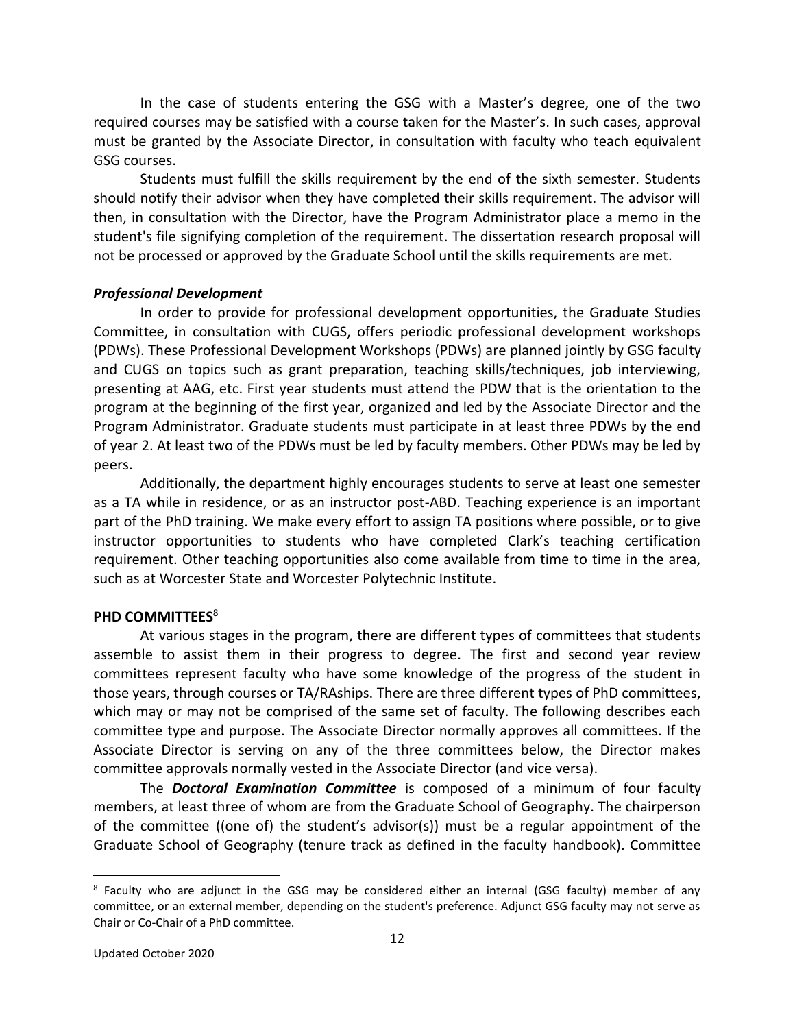In the case of students entering the GSG with a Master's degree, one of the two required courses may be satisfied with a course taken for the Master's. In such cases, approval must be granted by the Associate Director, in consultation with faculty who teach equivalent GSG courses.

Students must fulfill the skills requirement by the end of the sixth semester. Students should notify their advisor when they have completed their skills requirement. The advisor will then, in consultation with the Director, have the Program Administrator place a memo in the student's file signifying completion of the requirement. The dissertation research proposal will not be processed or approved by the Graduate School until the skills requirements are met.

### *Professional Development*

In order to provide for professional development opportunities, the Graduate Studies Committee, in consultation with CUGS, offers periodic professional development workshops (PDWs). These Professional Development Workshops (PDWs) are planned jointly by GSG faculty and CUGS on topics such as grant preparation, teaching skills/techniques, job interviewing, presenting at AAG, etc. First year students must attend the PDW that is the orientation to the program at the beginning of the first year, organized and led by the Associate Director and the Program Administrator. Graduate students must participate in at least three PDWs by the end of year 2. At least two of the PDWs must be led by faculty members. Other PDWs may be led by peers.

Additionally, the department highly encourages students to serve at least one semester as a TA while in residence, or as an instructor post-ABD. Teaching experience is an important part of the PhD training. We make every effort to assign TA positions where possible, or to give instructor opportunities to students who have completed Clark's teaching certification requirement. Other teaching opportunities also come available from time to time in the area, such as at Worcester State and Worcester Polytechnic Institute.

## PHD COMMITTEES[8]

At various stages in the program, there are different types of committees that students assemble to assist them in their progress to degree. The first and second year review committees represent faculty who have some knowledge of the progress of the student in those years, through courses or TA/RAships. There are three different types of PhD committees, which may or may not be comprised of the same set of faculty. The following describes each committee type and purpose. The Associate Director normally approves all committees. If the Associate Director is serving on any of the three committees below, the Director makes committee approvals normally vested in the Associate Director (and vice versa).

The ***Doctoral Examination Committee*** is composed of a minimum of four faculty members, at least three of whom are from the Graduate School of Geography. The chairperson of the committee ((one of) the student's advisor(s)) must be a regular appointment of the Graduate School of Geography (tenure track as defined in the faculty handbook). Committee

---

[8] Faculty who are adjunct in the GSG may be considered either an internal (GSG faculty) member of any committee, or an external member, depending on the student's preference. Adjunct GSG faculty may not serve as Chair or Co-Chair of a PhD committee.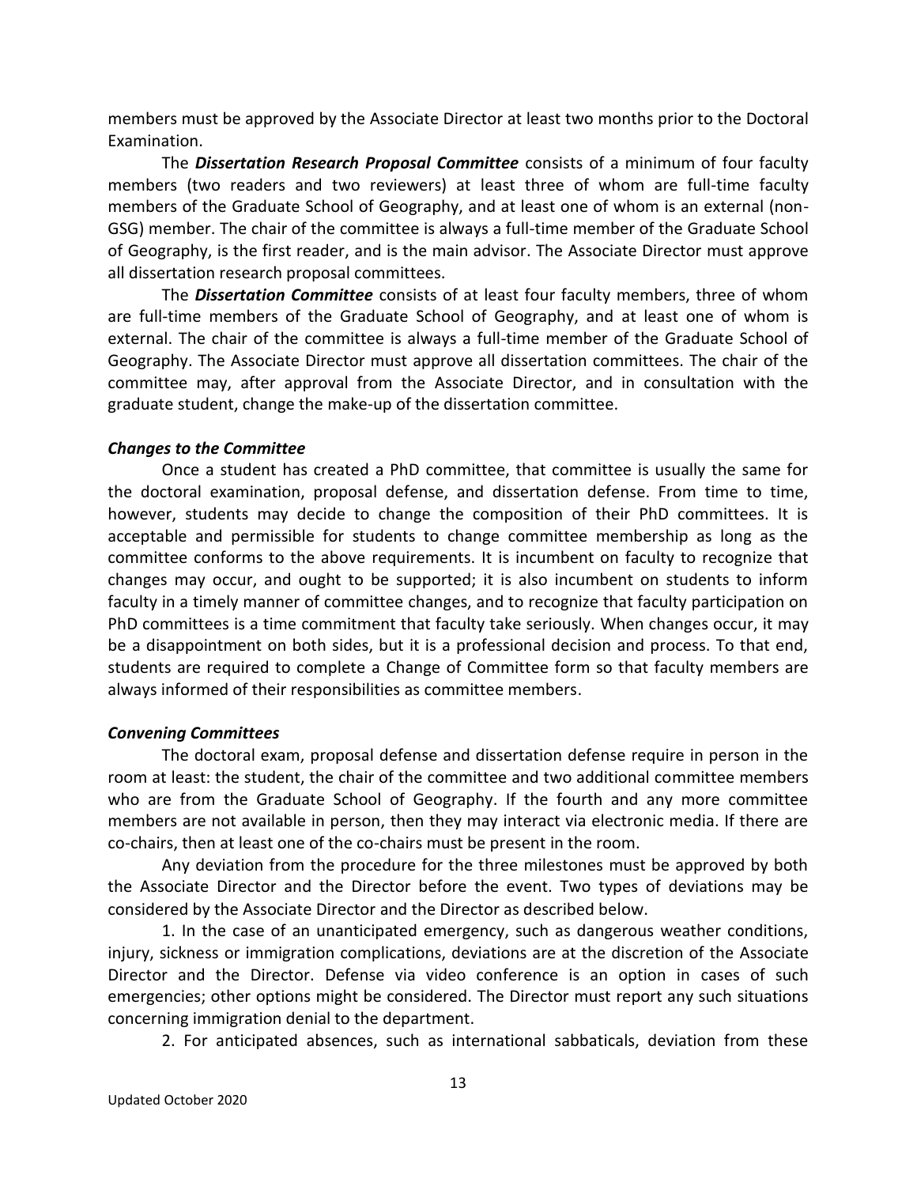members must be approved by the Associate Director at least two months prior to the Doctoral Examination.

The ***Dissertation Research Proposal Committee*** consists of a minimum of four faculty members (two readers and two reviewers) at least three of whom are full-time faculty members of the Graduate School of Geography, and at least one of whom is an external (non-GSG) member. The chair of the committee is always a full-time member of the Graduate School of Geography, is the first reader, and is the main advisor. The Associate Director must approve all dissertation research proposal committees.

The ***Dissertation Committee*** consists of at least four faculty members, three of whom are full-time members of the Graduate School of Geography, and at least one of whom is external. The chair of the committee is always a full-time member of the Graduate School of Geography. The Associate Director must approve all dissertation committees. The chair of the committee may, after approval from the Associate Director, and in consultation with the graduate student, change the make-up of the dissertation committee.

***Changes to the Committee***

Once a student has created a PhD committee, that committee is usually the same for the doctoral examination, proposal defense, and dissertation defense. From time to time, however, students may decide to change the composition of their PhD committees. It is acceptable and permissible for students to change committee membership as long as the committee conforms to the above requirements. It is incumbent on faculty to recognize that changes may occur, and ought to be supported; it is also incumbent on students to inform faculty in a timely manner of committee changes, and to recognize that faculty participation on PhD committees is a time commitment that faculty take seriously. When changes occur, it may be a disappointment on both sides, but it is a professional decision and process. To that end, students are required to complete a Change of Committee form so that faculty members are always informed of their responsibilities as committee members.

***Convening Committees***

The doctoral exam, proposal defense and dissertation defense require in person in the room at least: the student, the chair of the committee and two additional committee members who are from the Graduate School of Geography. If the fourth and any more committee members are not available in person, then they may interact via electronic media. If there are co-chairs, then at least one of the co-chairs must be present in the room.

Any deviation from the procedure for the three milestones must be approved by both the Associate Director and the Director before the event. Two types of deviations may be considered by the Associate Director and the Director as described below.

1. In the case of an unanticipated emergency, such as dangerous weather conditions, injury, sickness or immigration complications, deviations are at the discretion of the Associate Director and the Director. Defense via video conference is an option in cases of such emergencies; other options might be considered. The Director must report any such situations concerning immigration denial to the department.

2. For anticipated absences, such as international sabbaticals, deviation from these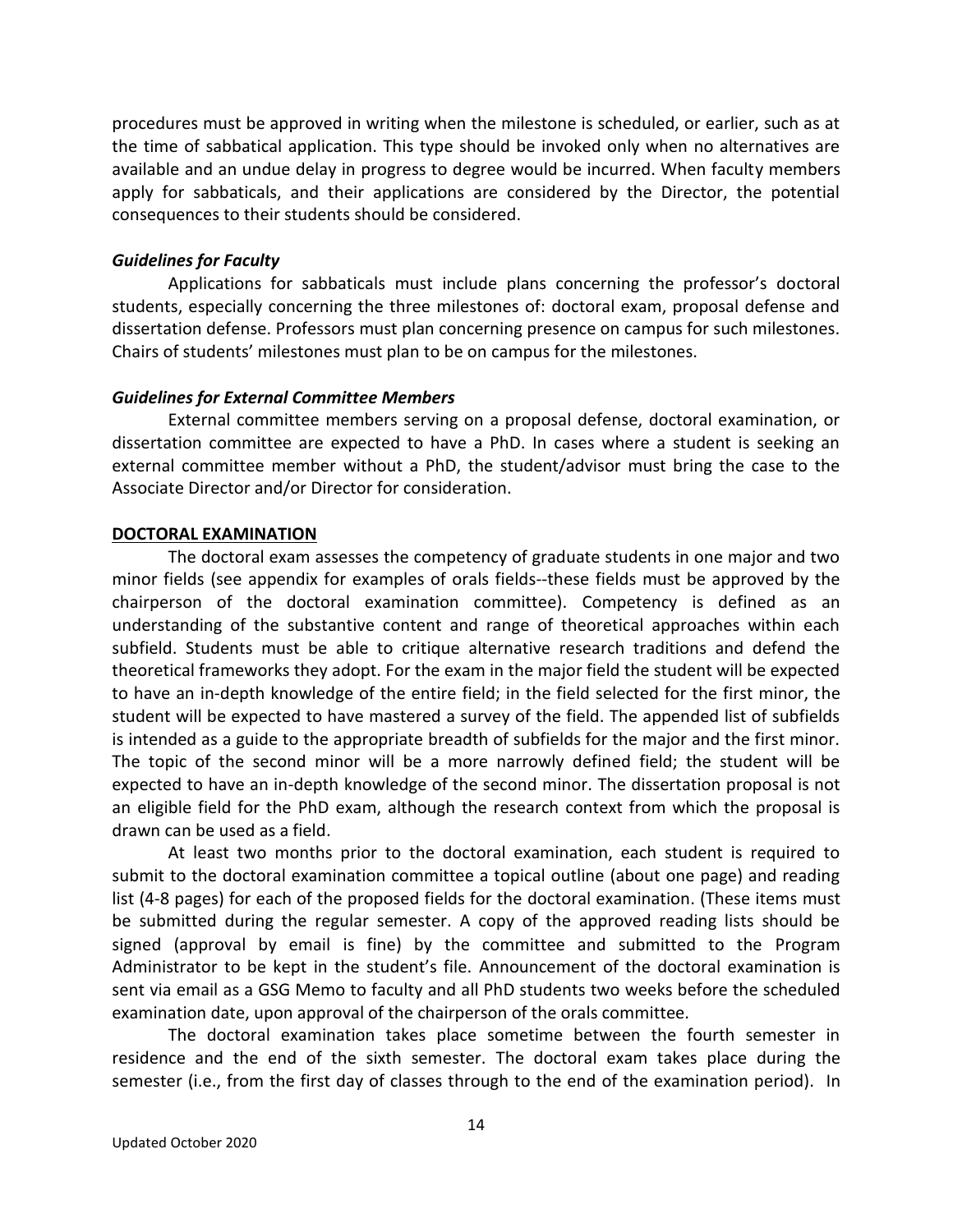procedures must be approved in writing when the milestone is scheduled, or earlier, such as at the time of sabbatical application. This type should be invoked only when no alternatives are available and an undue delay in progress to degree would be incurred. When faculty members apply for sabbaticals, and their applications are considered by the Director, the potential consequences to their students should be considered.

***Guidelines for Faculty***

Applications for sabbaticals must include plans concerning the professor's doctoral students, especially concerning the three milestones of: doctoral exam, proposal defense and dissertation defense. Professors must plan concerning presence on campus for such milestones. Chairs of students' milestones must plan to be on campus for the milestones.

***Guidelines for External Committee Members***

External committee members serving on a proposal defense, doctoral examination, or dissertation committee are expected to have a PhD. In cases where a student is seeking an external committee member without a PhD, the student/advisor must bring the case to the Associate Director and/or Director for consideration.

**DOCTORAL EXAMINATION**

The doctoral exam assesses the competency of graduate students in one major and two minor fields (see appendix for examples of orals fields--these fields must be approved by the chairperson of the doctoral examination committee). Competency is defined as an understanding of the substantive content and range of theoretical approaches within each subfield. Students must be able to critique alternative research traditions and defend the theoretical frameworks they adopt. For the exam in the major field the student will be expected to have an in-depth knowledge of the entire field; in the field selected for the first minor, the student will be expected to have mastered a survey of the field. The appended list of subfields is intended as a guide to the appropriate breadth of subfields for the major and the first minor. The topic of the second minor will be a more narrowly defined field; the student will be expected to have an in-depth knowledge of the second minor. The dissertation proposal is not an eligible field for the PhD exam, although the research context from which the proposal is drawn can be used as a field.

At least two months prior to the doctoral examination, each student is required to submit to the doctoral examination committee a topical outline (about one page) and reading list (4-8 pages) for each of the proposed fields for the doctoral examination. (These items must be submitted during the regular semester. A copy of the approved reading lists should be signed (approval by email is fine) by the committee and submitted to the Program Administrator to be kept in the student's file. Announcement of the doctoral examination is sent via email as a GSG Memo to faculty and all PhD students two weeks before the scheduled examination date, upon approval of the chairperson of the orals committee.

The doctoral examination takes place sometime between the fourth semester in residence and the end of the sixth semester. The doctoral exam takes place during the semester (i.e., from the first day of classes through to the end of the examination period). In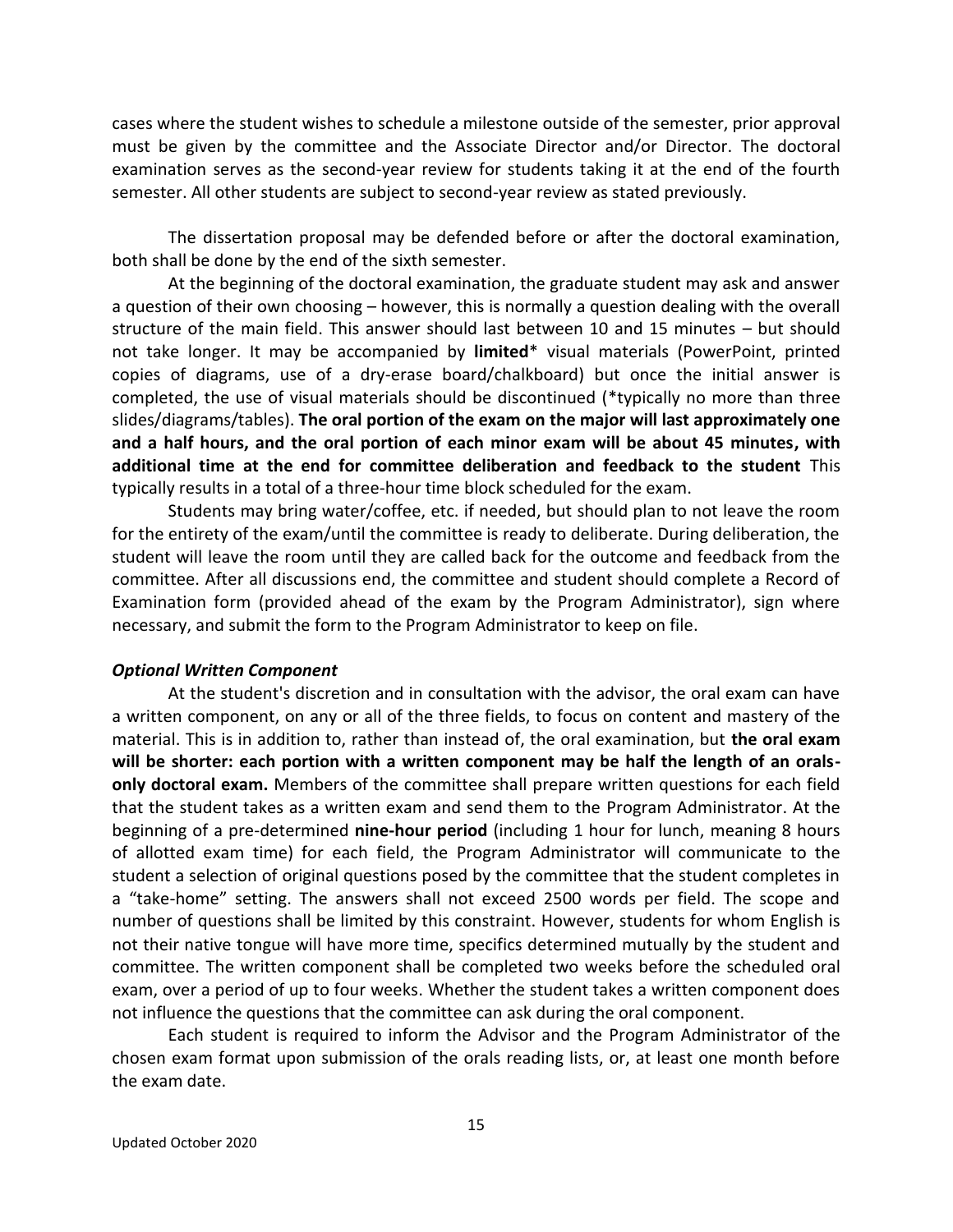cases where the student wishes to schedule a milestone outside of the semester, prior approval must be given by the committee and the Associate Director and/or Director. The doctoral examination serves as the second-year review for students taking it at the end of the fourth semester. All other students are subject to second-year review as stated previously.

The dissertation proposal may be defended before or after the doctoral examination, both shall be done by the end of the sixth semester.

At the beginning of the doctoral examination, the graduate student may ask and answer a question of their own choosing – however, this is normally a question dealing with the overall structure of the main field. This answer should last between 10 and 15 minutes – but should not take longer. It may be accompanied by **limited*** visual materials (PowerPoint, printed copies of diagrams, use of a dry-erase board/chalkboard) but once the initial answer is completed, the use of visual materials should be discontinued (*typically no more than three slides/diagrams/tables). **The oral portion of the exam on the major will last approximately one and a half hours, and the oral portion of each minor exam will be about 45 minutes, with additional time at the end for committee deliberation and feedback to the student** This typically results in a total of a three-hour time block scheduled for the exam.

Students may bring water/coffee, etc. if needed, but should plan to not leave the room for the entirety of the exam/until the committee is ready to deliberate. During deliberation, the student will leave the room until they are called back for the outcome and feedback from the committee. After all discussions end, the committee and student should complete a Record of Examination form (provided ahead of the exam by the Program Administrator), sign where necessary, and submit the form to the Program Administrator to keep on file.

***Optional Written Component***

At the student's discretion and in consultation with the advisor, the oral exam can have a written component, on any or all of the three fields, to focus on content and mastery of the material. This is in addition to, rather than instead of, the oral examination, but **the oral exam will be shorter: each portion with a written component may be half the length of an orals-only doctoral exam.** Members of the committee shall prepare written questions for each field that the student takes as a written exam and send them to the Program Administrator. At the beginning of a pre-determined **nine-hour period** (including 1 hour for lunch, meaning 8 hours of allotted exam time) for each field, the Program Administrator will communicate to the student a selection of original questions posed by the committee that the student completes in a "take-home" setting. The answers shall not exceed 2500 words per field. The scope and number of questions shall be limited by this constraint. However, students for whom English is not their native tongue will have more time, specifics determined mutually by the student and committee. The written component shall be completed two weeks before the scheduled oral exam, over a period of up to four weeks. Whether the student takes a written component does not influence the questions that the committee can ask during the oral component.

Each student is required to inform the Advisor and the Program Administrator of the chosen exam format upon submission of the orals reading lists, or, at least one month before the exam date.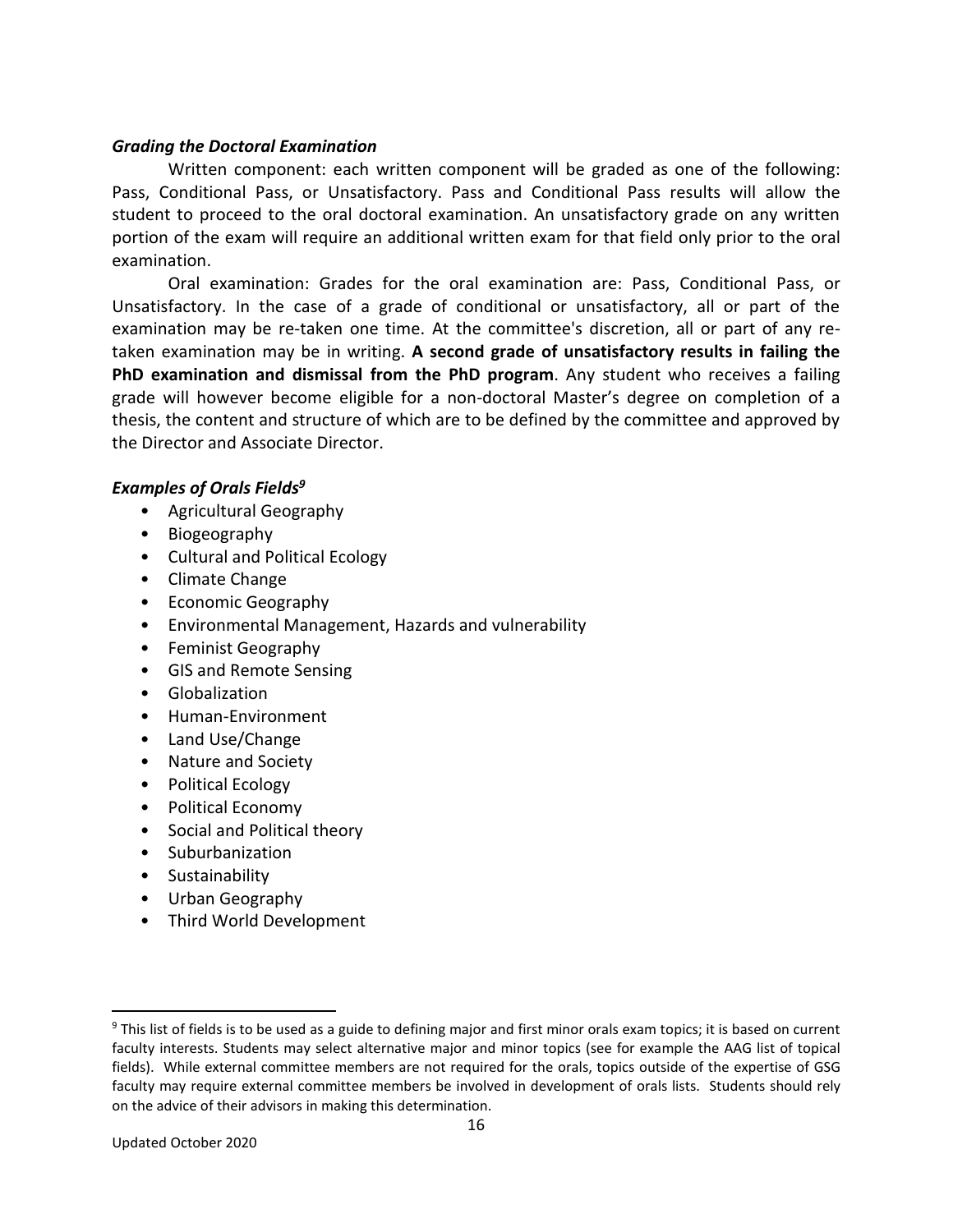### *Grading the Doctoral Examination*

Written component: each written component will be graded as one of the following: Pass, Conditional Pass, or Unsatisfactory. Pass and Conditional Pass results will allow the student to proceed to the oral doctoral examination. An unsatisfactory grade on any written portion of the exam will require an additional written exam for that field only prior to the oral examination.

Oral examination: Grades for the oral examination are: Pass, Conditional Pass, or Unsatisfactory. In the case of a grade of conditional or unsatisfactory, all or part of the examination may be re-taken one time. At the committee's discretion, all or part of any re-taken examination may be in writing. **A second grade of unsatisfactory results in failing the PhD examination and dismissal from the PhD program**. Any student who receives a failing grade will however become eligible for a non-doctoral Master's degree on completion of a thesis, the content and structure of which are to be defined by the committee and approved by the Director and Associate Director.

### *Examples of Orals Fields[9]*

- Agricultural Geography
- Biogeography
- Cultural and Political Ecology
- Climate Change
- Economic Geography
- Environmental Management, Hazards and vulnerability
- Feminist Geography
- GIS and Remote Sensing
- Globalization
- Human-Environment
- Land Use/Change
- Nature and Society
- Political Ecology
- Political Economy
- Social and Political theory
- Suburbanization
- Sustainability
- Urban Geography
- Third World Development

---

[9] This list of fields is to be used as a guide to defining major and first minor orals exam topics; it is based on current faculty interests. Students may select alternative major and minor topics (see for example the AAG list of topical fields). While external committee members are not required for the orals, topics outside of the expertise of GSG faculty may require external committee members be involved in development of orals lists. Students should rely on the advice of their advisors in making this determination.

Updated October 2020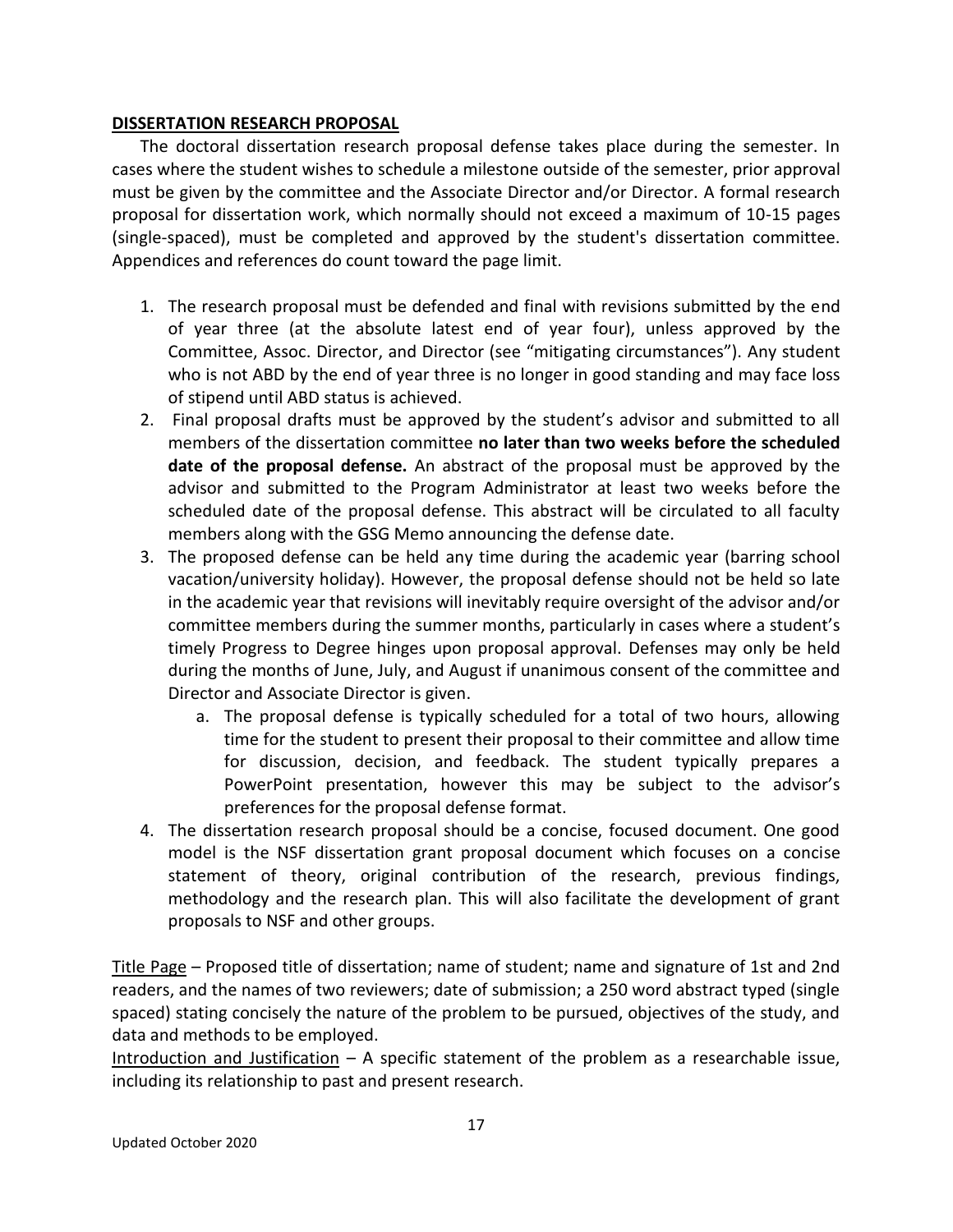## DISSERTATION RESEARCH PROPOSAL

The doctoral dissertation research proposal defense takes place during the semester. In cases where the student wishes to schedule a milestone outside of the semester, prior approval must be given by the committee and the Associate Director and/or Director. A formal research proposal for dissertation work, which normally should not exceed a maximum of 10-15 pages (single-spaced), must be completed and approved by the student's dissertation committee. Appendices and references do count toward the page limit.

1. The research proposal must be defended and final with revisions submitted by the end of year three (at the absolute latest end of year four), unless approved by the Committee, Assoc. Director, and Director (see "mitigating circumstances"). Any student who is not ABD by the end of year three is no longer in good standing and may face loss of stipend until ABD status is achieved.
2. Final proposal drafts must be approved by the student's advisor and submitted to all members of the dissertation committee **no later than two weeks before the scheduled date of the proposal defense.** An abstract of the proposal must be approved by the advisor and submitted to the Program Administrator at least two weeks before the scheduled date of the proposal defense. This abstract will be circulated to all faculty members along with the GSG Memo announcing the defense date.
3. The proposed defense can be held any time during the academic year (barring school vacation/university holiday). However, the proposal defense should not be held so late in the academic year that revisions will inevitably require oversight of the advisor and/or committee members during the summer months, particularly in cases where a student's timely Progress to Degree hinges upon proposal approval. Defenses may only be held during the months of June, July, and August if unanimous consent of the committee and Director and Associate Director is given.
   a. The proposal defense is typically scheduled for a total of two hours, allowing time for the student to present their proposal to their committee and allow time for discussion, decision, and feedback. The student typically prepares a PowerPoint presentation, however this may be subject to the advisor's preferences for the proposal defense format.
4. The dissertation research proposal should be a concise, focused document. One good model is the NSF dissertation grant proposal document which focuses on a concise statement of theory, original contribution of the research, previous findings, methodology and the research plan. This will also facilitate the development of grant proposals to NSF and other groups.

Title Page – Proposed title of dissertation; name of student; name and signature of 1st and 2nd readers, and the names of two reviewers; date of submission; a 250 word abstract typed (single spaced) stating concisely the nature of the problem to be pursued, objectives of the study, and data and methods to be employed.

Introduction and Justification – A specific statement of the problem as a researchable issue, including its relationship to past and present research.

Updated October 2020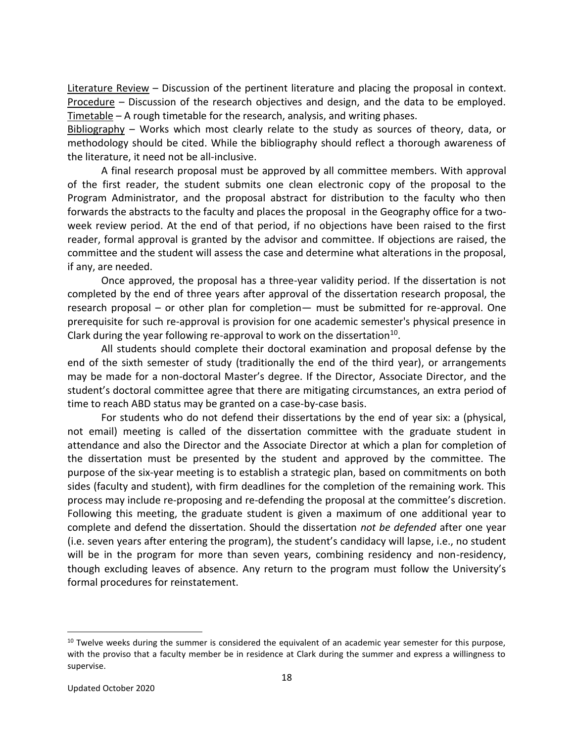<u>Literature Review</u> – Discussion of the pertinent literature and placing the proposal in context. <u>Procedure</u> – Discussion of the research objectives and design, and the data to be employed. <u>Timetable</u> – A rough timetable for the research, analysis, and writing phases.

<u>Bibliography</u> – Works which most clearly relate to the study as sources of theory, data, or methodology should be cited. While the bibliography should reflect a thorough awareness of the literature, it need not be all-inclusive.

A final research proposal must be approved by all committee members. With approval of the first reader, the student submits one clean electronic copy of the proposal to the Program Administrator, and the proposal abstract for distribution to the faculty who then forwards the abstracts to the faculty and places the proposal in the Geography office for a two-week review period. At the end of that period, if no objections have been raised to the first reader, formal approval is granted by the advisor and committee. If objections are raised, the committee and the student will assess the case and determine what alterations in the proposal, if any, are needed.

Once approved, the proposal has a three-year validity period. If the dissertation is not completed by the end of three years after approval of the dissertation research proposal, the research proposal – or other plan for completion— must be submitted for re-approval. One prerequisite for such re-approval is provision for one academic semester's physical presence in Clark during the year following re-approval to work on the dissertation[10].

All students should complete their doctoral examination and proposal defense by the end of the sixth semester of study (traditionally the end of the third year), or arrangements may be made for a non-doctoral Master's degree. If the Director, Associate Director, and the student's doctoral committee agree that there are mitigating circumstances, an extra period of time to reach ABD status may be granted on a case-by-case basis.

For students who do not defend their dissertations by the end of year six: a (physical, not email) meeting is called of the dissertation committee with the graduate student in attendance and also the Director and the Associate Director at which a plan for completion of the dissertation must be presented by the student and approved by the committee. The purpose of the six-year meeting is to establish a strategic plan, based on commitments on both sides (faculty and student), with firm deadlines for the completion of the remaining work. This process may include re-proposing and re-defending the proposal at the committee's discretion. Following this meeting, the graduate student is given a maximum of one additional year to complete and defend the dissertation. Should the dissertation *not be defended* after one year (i.e. seven years after entering the program), the student's candidacy will lapse, i.e., no student will be in the program for more than seven years, combining residency and non-residency, though excluding leaves of absence. Any return to the program must follow the University's formal procedures for reinstatement.

---

[10] Twelve weeks during the summer is considered the equivalent of an academic year semester for this purpose, with the proviso that a faculty member be in residence at Clark during the summer and express a willingness to supervise.

Updated October 2020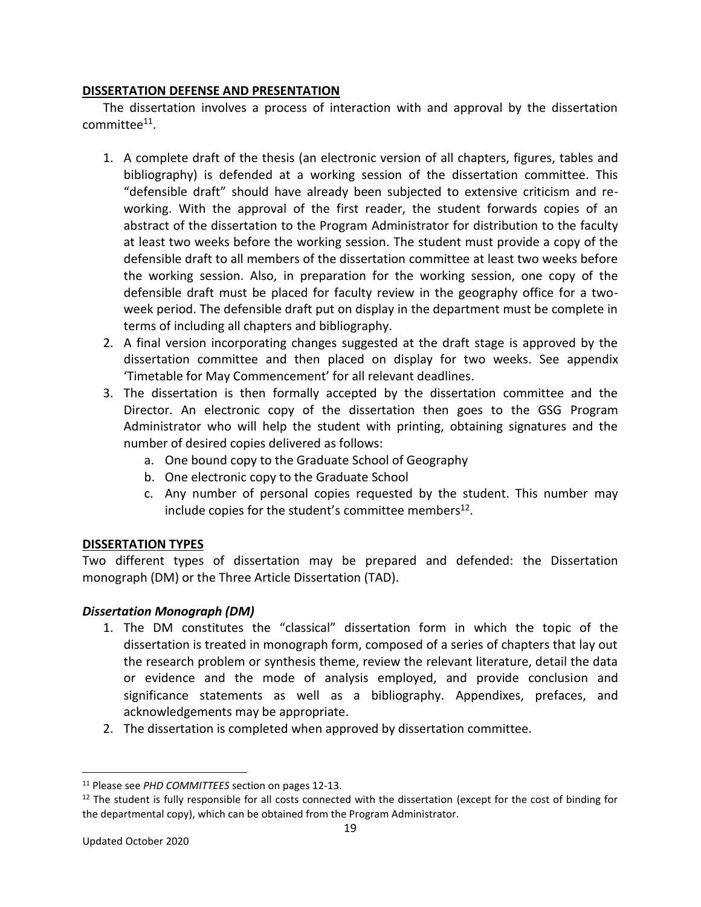## DISSERTATION DEFENSE AND PRESENTATION

The dissertation involves a process of interaction with and approval by the dissertation committee[11].

1. A complete draft of the thesis (an electronic version of all chapters, figures, tables and bibliography) is defended at a working session of the dissertation committee. This "defensible draft" should have already been subjected to extensive criticism and re-working. With the approval of the first reader, the student forwards copies of an abstract of the dissertation to the Program Administrator for distribution to the faculty at least two weeks before the working session. The student must provide a copy of the defensible draft to all members of the dissertation committee at least two weeks before the working session. Also, in preparation for the working session, one copy of the defensible draft must be placed for faculty review in the geography office for a two-week period. The defensible draft put on display in the department must be complete in terms of including all chapters and bibliography.
2. A final version incorporating changes suggested at the draft stage is approved by the dissertation committee and then placed on display for two weeks. See appendix 'Timetable for May Commencement' for all relevant deadlines.
3. The dissertation is then formally accepted by the dissertation committee and the Director. An electronic copy of the dissertation then goes to the GSG Program Administrator who will help the student with printing, obtaining signatures and the number of desired copies delivered as follows:
   a. One bound copy to the Graduate School of Geography
   b. One electronic copy to the Graduate School
   c. Any number of personal copies requested by the student. This number may include copies for the student's committee members[12].

## DISSERTATION TYPES

Two different types of dissertation may be prepared and defended: the Dissertation monograph (DM) or the Three Article Dissertation (TAD).

### *Dissertation Monograph (DM)*

1. The DM constitutes the "classical" dissertation form in which the topic of the dissertation is treated in monograph form, composed of a series of chapters that lay out the research problem or synthesis theme, review the relevant literature, detail the data or evidence and the mode of analysis employed, and provide conclusion and significance statements as well as a bibliography. Appendixes, prefaces, and acknowledgements may be appropriate.
2. The dissertation is completed when approved by dissertation committee.

---

[11] Please see *PHD COMMITTEES* section on pages 12-13.

[12] The student is fully responsible for all costs connected with the dissertation (except for the cost of binding for the departmental copy), which can be obtained from the Program Administrator.

Updated October 2020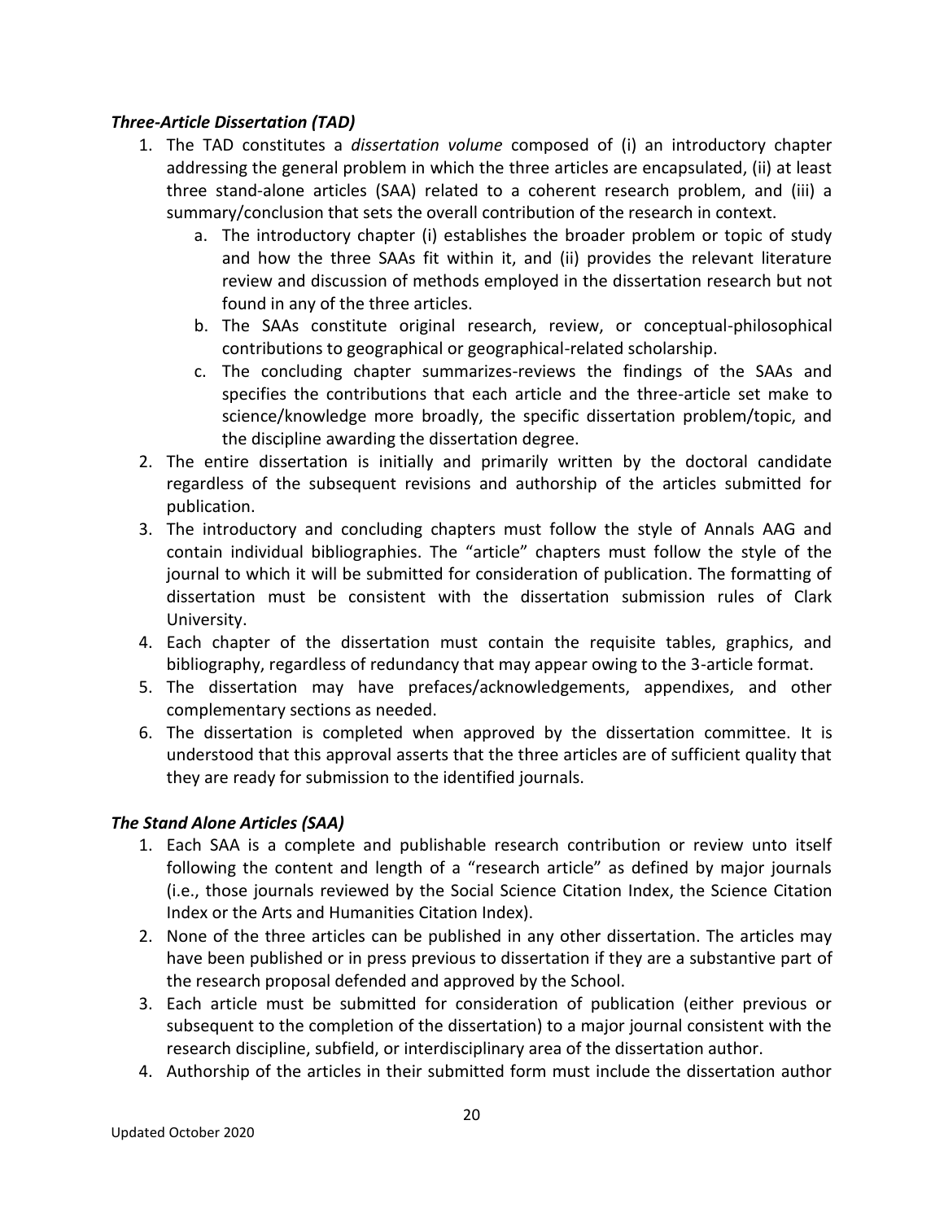### *Three-Article Dissertation (TAD)*

1. The TAD constitutes a *dissertation volume* composed of (i) an introductory chapter addressing the general problem in which the three articles are encapsulated, (ii) at least three stand-alone articles (SAA) related to a coherent research problem, and (iii) a summary/conclusion that sets the overall contribution of the research in context.
   a. The introductory chapter (i) establishes the broader problem or topic of study and how the three SAAs fit within it, and (ii) provides the relevant literature review and discussion of methods employed in the dissertation research but not found in any of the three articles.
   b. The SAAs constitute original research, review, or conceptual-philosophical contributions to geographical or geographical-related scholarship.
   c. The concluding chapter summarizes-reviews the findings of the SAAs and specifies the contributions that each article and the three-article set make to science/knowledge more broadly, the specific dissertation problem/topic, and the discipline awarding the dissertation degree.
2. The entire dissertation is initially and primarily written by the doctoral candidate regardless of the subsequent revisions and authorship of the articles submitted for publication.
3. The introductory and concluding chapters must follow the style of Annals AAG and contain individual bibliographies. The "article" chapters must follow the style of the journal to which it will be submitted for consideration of publication. The formatting of dissertation must be consistent with the dissertation submission rules of Clark University.
4. Each chapter of the dissertation must contain the requisite tables, graphics, and bibliography, regardless of redundancy that may appear owing to the 3-article format.
5. The dissertation may have prefaces/acknowledgements, appendixes, and other complementary sections as needed.
6. The dissertation is completed when approved by the dissertation committee. It is understood that this approval asserts that the three articles are of sufficient quality that they are ready for submission to the identified journals.

### *The Stand Alone Articles (SAA)*

1. Each SAA is a complete and publishable research contribution or review unto itself following the content and length of a "research article" as defined by major journals (i.e., those journals reviewed by the Social Science Citation Index, the Science Citation Index or the Arts and Humanities Citation Index).
2. None of the three articles can be published in any other dissertation. The articles may have been published or in press previous to dissertation if they are a substantive part of the research proposal defended and approved by the School.
3. Each article must be submitted for consideration of publication (either previous or subsequent to the completion of the dissertation) to a major journal consistent with the research discipline, subfield, or interdisciplinary area of the dissertation author.
4. Authorship of the articles in their submitted form must include the dissertation author

Updated October 2020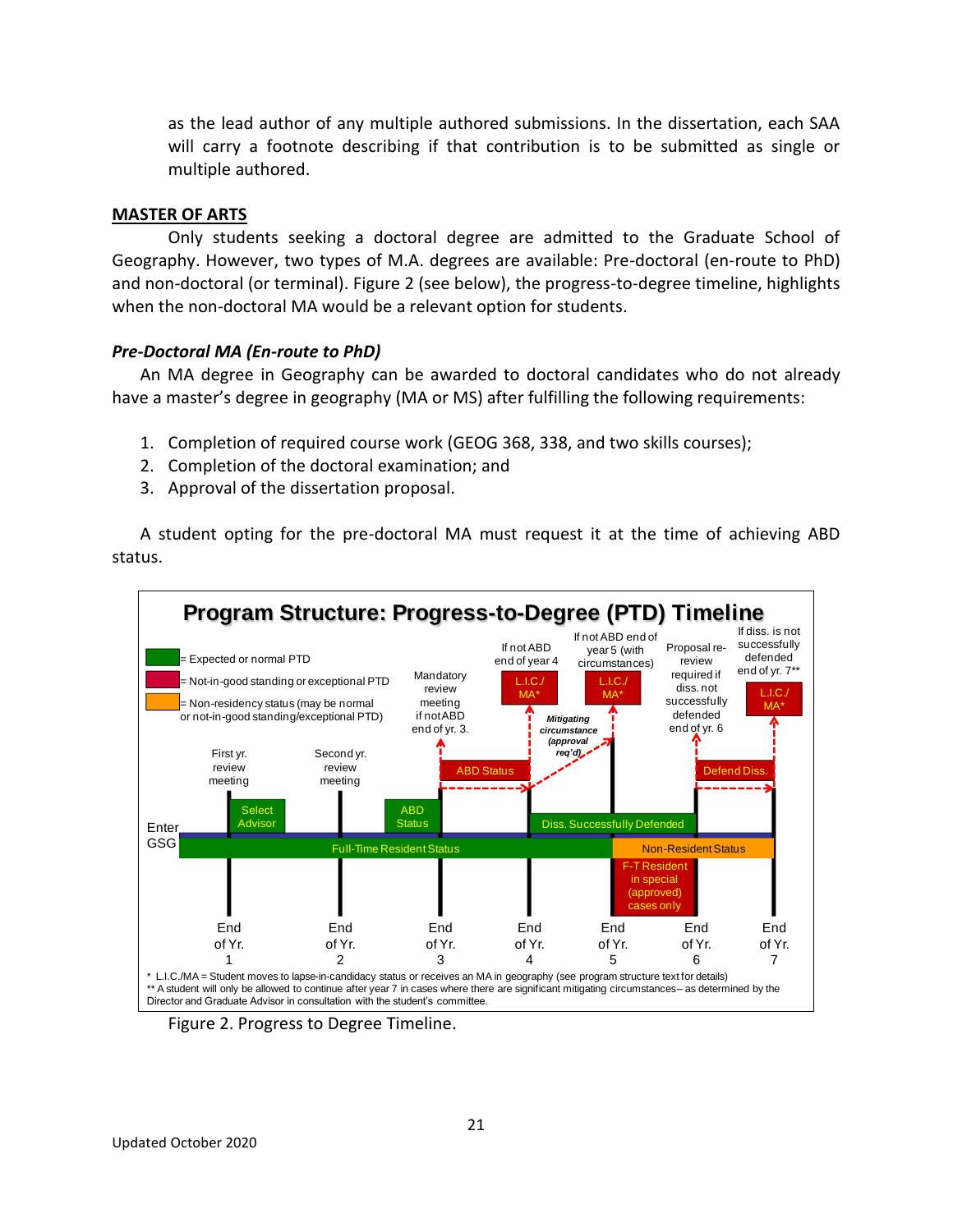as the lead author of any multiple authored submissions. In the dissertation, each SAA will carry a footnote describing if that contribution is to be submitted as single or multiple authored.

## MASTER OF ARTS

Only students seeking a doctoral degree are admitted to the Graduate School of Geography. However, two types of M.A. degrees are available: Pre-doctoral (en-route to PhD) and non-doctoral (or terminal). Figure 2 (see below), the progress-to-degree timeline, highlights when the non-doctoral MA would be a relevant option for students.

### *Pre-Doctoral MA (En-route to PhD)*

An MA degree in Geography can be awarded to doctoral candidates who do not already have a master's degree in geography (MA or MS) after fulfilling the following requirements:

1. Completion of required course work (GEOG 368, 338, and two skills courses);
2. Completion of the doctoral examination; and
3. Approval of the dissertation proposal.

A student opting for the pre-doctoral MA must request it at the time of achieving ABD status.

**Program Structure: Progress-to-Degree (PTD) Timeline**

- Green = Expected or normal PTD
- Red = Not-in-good standing or exceptional PTD
- Orange = Non-residency status (may be normal or not-in-good standing/exceptional PTD)

Enter GSG; First yr. review meeting; Select Advisor; Second yr. review meeting; ABD Status; Mandatory review meeting if not ABD end of yr. 3; ABD Status; If not ABD end of year 4: L.I.C./MA*; Mitigating circumstance (approval req'd); If not ABD end of year 5 (with circumstances): L.I.C./MA*; Diss. Successfully Defended; Proposal re-review required if diss. not successfully defended end of yr. 6; Defend Diss.; If diss. is not successfully defended end of yr. 7**: L.I.C./MA*; Full-Time Resident Status; Non-Resident Status; F-T Resident in special (approved) cases only.

End of Yr. 1 | End of Yr. 2 | End of Yr. 3 | End of Yr. 4 | End of Yr. 5 | End of Yr. 6 | End of Yr. 7

\* L.I.C./MA = Student moves to lapse-in-candidacy status or receives an MA in geography (see program structure text for details)

\** A student will only be allowed to continue after year 7 in cases where there are significant mitigating circumstances– as determined by the Director and Graduate Advisor in consultation with the student's committee.

Figure 2. Progress to Degree Timeline.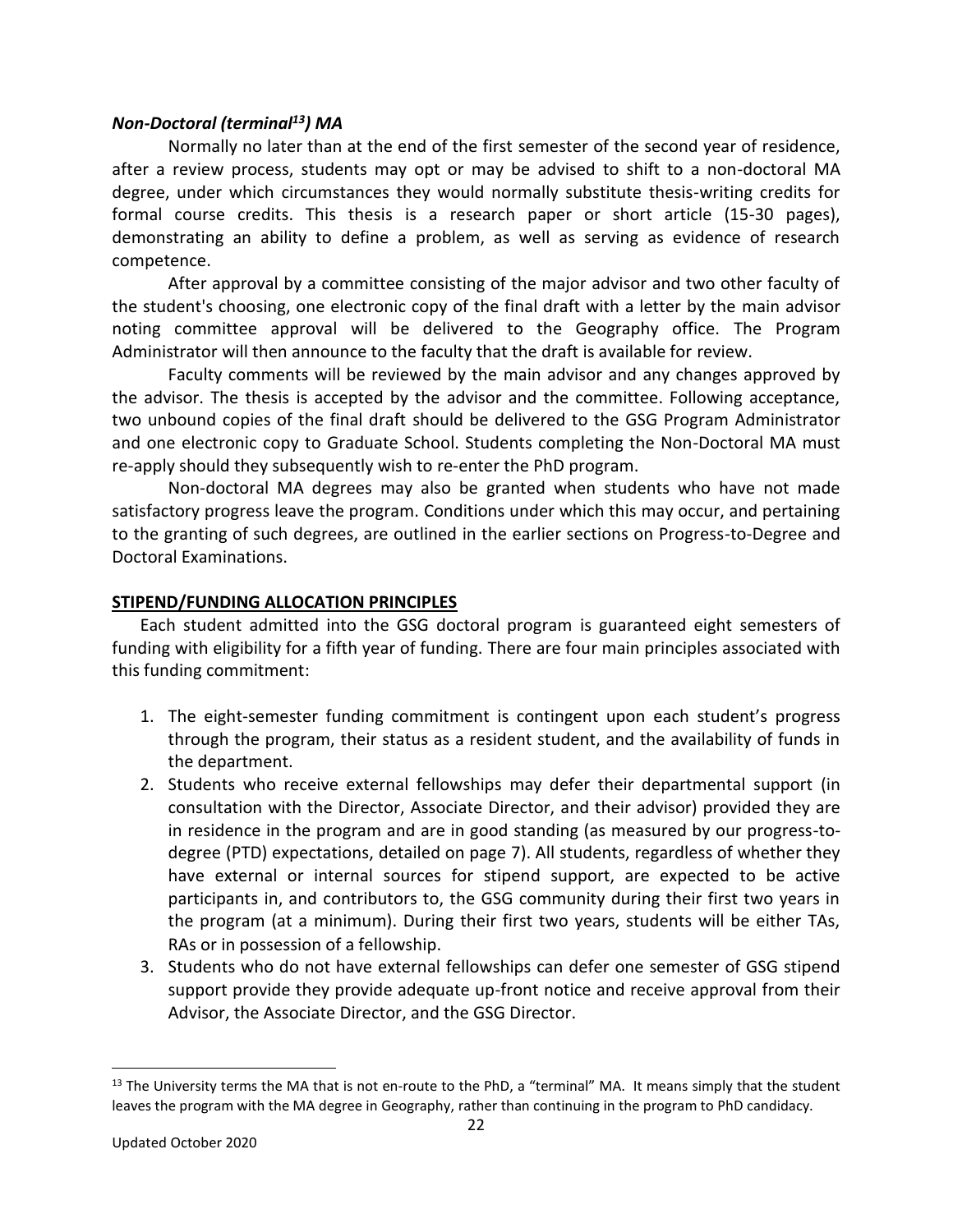### *Non-Doctoral (terminal[13]) MA*

Normally no later than at the end of the first semester of the second year of residence, after a review process, students may opt or may be advised to shift to a non-doctoral MA degree, under which circumstances they would normally substitute thesis-writing credits for formal course credits. This thesis is a research paper or short article (15-30 pages), demonstrating an ability to define a problem, as well as serving as evidence of research competence.

After approval by a committee consisting of the major advisor and two other faculty of the student's choosing, one electronic copy of the final draft with a letter by the main advisor noting committee approval will be delivered to the Geography office. The Program Administrator will then announce to the faculty that the draft is available for review.

Faculty comments will be reviewed by the main advisor and any changes approved by the advisor. The thesis is accepted by the advisor and the committee. Following acceptance, two unbound copies of the final draft should be delivered to the GSG Program Administrator and one electronic copy to Graduate School. Students completing the Non-Doctoral MA must re-apply should they subsequently wish to re-enter the PhD program.

Non-doctoral MA degrees may also be granted when students who have not made satisfactory progress leave the program. Conditions under which this may occur, and pertaining to the granting of such degrees, are outlined in the earlier sections on Progress-to-Degree and Doctoral Examinations.

## STIPEND/FUNDING ALLOCATION PRINCIPLES

Each student admitted into the GSG doctoral program is guaranteed eight semesters of funding with eligibility for a fifth year of funding. There are four main principles associated with this funding commitment:

1. The eight-semester funding commitment is contingent upon each student's progress through the program, their status as a resident student, and the availability of funds in the department.
2. Students who receive external fellowships may defer their departmental support (in consultation with the Director, Associate Director, and their advisor) provided they are in residence in the program and are in good standing (as measured by our progress-to-degree (PTD) expectations, detailed on page 7). All students, regardless of whether they have external or internal sources for stipend support, are expected to be active participants in, and contributors to, the GSG community during their first two years in the program (at a minimum). During their first two years, students will be either TAs, RAs or in possession of a fellowship.
3. Students who do not have external fellowships can defer one semester of GSG stipend support provide they provide adequate up-front notice and receive approval from their Advisor, the Associate Director, and the GSG Director.

[13] The University terms the MA that is not en-route to the PhD, a "terminal" MA. It means simply that the student leaves the program with the MA degree in Geography, rather than continuing in the program to PhD candidacy.

Updated October 2020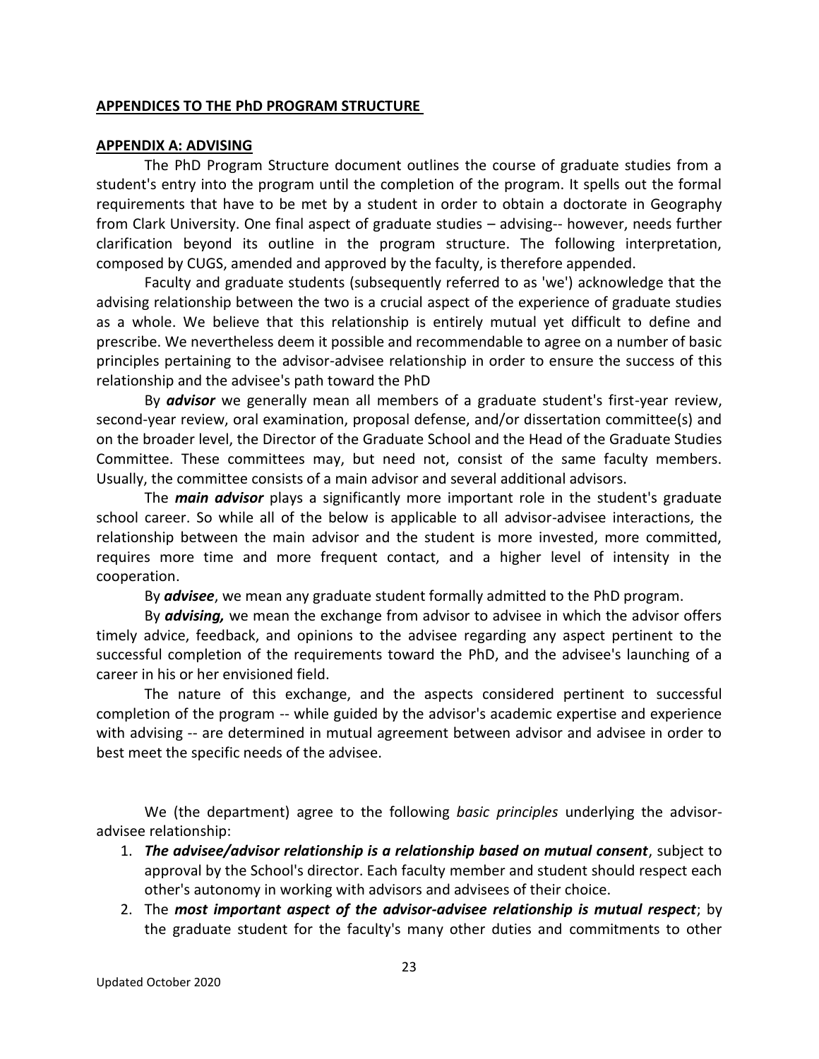## APPENDICES TO THE PhD PROGRAM STRUCTURE

### APPENDIX A: ADVISING

The PhD Program Structure document outlines the course of graduate studies from a student's entry into the program until the completion of the program. It spells out the formal requirements that have to be met by a student in order to obtain a doctorate in Geography from Clark University. One final aspect of graduate studies – advising-- however, needs further clarification beyond its outline in the program structure. The following interpretation, composed by CUGS, amended and approved by the faculty, is therefore appended.

Faculty and graduate students (subsequently referred to as 'we') acknowledge that the advising relationship between the two is a crucial aspect of the experience of graduate studies as a whole. We believe that this relationship is entirely mutual yet difficult to define and prescribe. We nevertheless deem it possible and recommendable to agree on a number of basic principles pertaining to the advisor-advisee relationship in order to ensure the success of this relationship and the advisee's path toward the PhD

By ***advisor*** we generally mean all members of a graduate student's first-year review, second-year review, oral examination, proposal defense, and/or dissertation committee(s) and on the broader level, the Director of the Graduate School and the Head of the Graduate Studies Committee. These committees may, but need not, consist of the same faculty members. Usually, the committee consists of a main advisor and several additional advisors.

The ***main advisor*** plays a significantly more important role in the student's graduate school career. So while all of the below is applicable to all advisor-advisee interactions, the relationship between the main advisor and the student is more invested, more committed, requires more time and more frequent contact, and a higher level of intensity in the cooperation.

By ***advisee***, we mean any graduate student formally admitted to the PhD program.

By ***advising,*** we mean the exchange from advisor to advisee in which the advisor offers timely advice, feedback, and opinions to the advisee regarding any aspect pertinent to the successful completion of the requirements toward the PhD, and the advisee's launching of a career in his or her envisioned field.

The nature of this exchange, and the aspects considered pertinent to successful completion of the program -- while guided by the advisor's academic expertise and experience with advising -- are determined in mutual agreement between advisor and advisee in order to best meet the specific needs of the advisee.

We (the department) agree to the following *basic principles* underlying the advisor-advisee relationship:

1. ***The advisee/advisor relationship is a relationship based on mutual consent***, subject to approval by the School's director. Each faculty member and student should respect each other's autonomy in working with advisors and advisees of their choice.
2. The ***most important aspect of the advisor-advisee relationship is mutual respect***; by the graduate student for the faculty's many other duties and commitments to other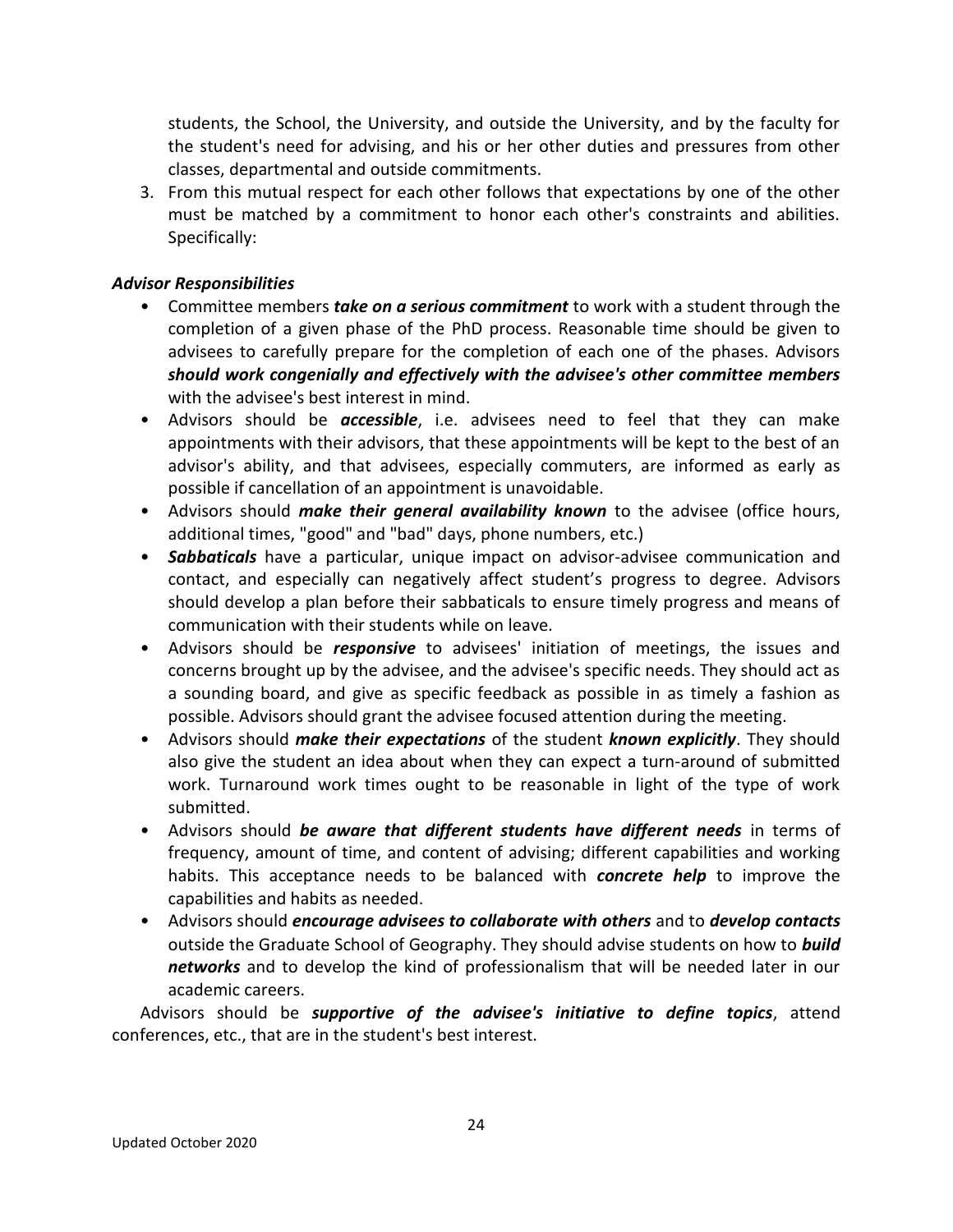students, the School, the University, and outside the University, and by the faculty for the student's need for advising, and his or her other duties and pressures from other classes, departmental and outside commitments.

3. From this mutual respect for each other follows that expectations by one of the other must be matched by a commitment to honor each other's constraints and abilities. Specifically:

### *Advisor Responsibilities*

- Committee members ***take on a serious commitment*** to work with a student through the completion of a given phase of the PhD process. Reasonable time should be given to advisees to carefully prepare for the completion of each one of the phases. Advisors ***should work congenially and effectively with the advisee's other committee members*** with the advisee's best interest in mind.
- Advisors should be ***accessible***, i.e. advisees need to feel that they can make appointments with their advisors, that these appointments will be kept to the best of an advisor's ability, and that advisees, especially commuters, are informed as early as possible if cancellation of an appointment is unavoidable.
- Advisors should ***make their general availability known*** to the advisee (office hours, additional times, "good" and "bad" days, phone numbers, etc.)
- ***Sabbaticals*** have a particular, unique impact on advisor-advisee communication and contact, and especially can negatively affect student's progress to degree. Advisors should develop a plan before their sabbaticals to ensure timely progress and means of communication with their students while on leave.
- Advisors should be ***responsive*** to advisees' initiation of meetings, the issues and concerns brought up by the advisee, and the advisee's specific needs. They should act as a sounding board, and give as specific feedback as possible in as timely a fashion as possible. Advisors should grant the advisee focused attention during the meeting.
- Advisors should ***make their expectations*** of the student ***known explicitly***. They should also give the student an idea about when they can expect a turn-around of submitted work. Turnaround work times ought to be reasonable in light of the type of work submitted.
- Advisors should ***be aware that different students have different needs*** in terms of frequency, amount of time, and content of advising; different capabilities and working habits. This acceptance needs to be balanced with ***concrete help*** to improve the capabilities and habits as needed.
- Advisors should ***encourage advisees to collaborate with others*** and to ***develop contacts*** outside the Graduate School of Geography. They should advise students on how to ***build networks*** and to develop the kind of professionalism that will be needed later in our academic careers.

Advisors should be ***supportive of the advisee's initiative to define topics***, attend conferences, etc., that are in the student's best interest.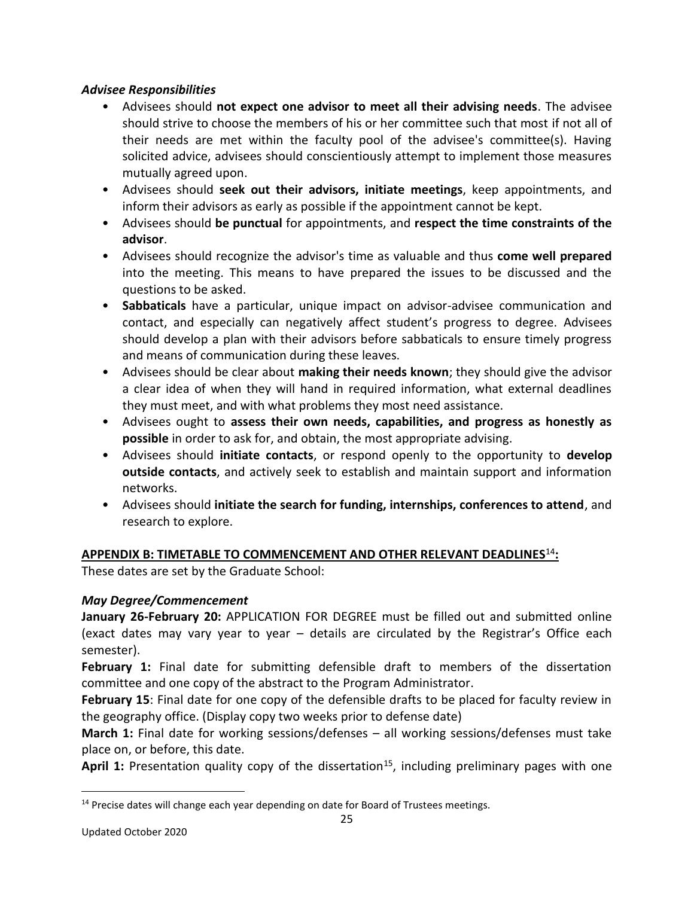### *Advisee Responsibilities*

- Advisees should **not expect one advisor to meet all their advising needs**. The advisee should strive to choose the members of his or her committee such that most if not all of their needs are met within the faculty pool of the advisee's committee(s). Having solicited advice, advisees should conscientiously attempt to implement those measures mutually agreed upon.
- Advisees should **seek out their advisors, initiate meetings**, keep appointments, and inform their advisors as early as possible if the appointment cannot be kept.
- Advisees should **be punctual** for appointments, and **respect the time constraints of the advisor**.
- Advisees should recognize the advisor's time as valuable and thus **come well prepared** into the meeting. This means to have prepared the issues to be discussed and the questions to be asked.
- **Sabbaticals** have a particular, unique impact on advisor-advisee communication and contact, and especially can negatively affect student's progress to degree. Advisees should develop a plan with their advisors before sabbaticals to ensure timely progress and means of communication during these leaves.
- Advisees should be clear about **making their needs known**; they should give the advisor a clear idea of when they will hand in required information, what external deadlines they must meet, and with what problems they most need assistance.
- Advisees ought to **assess their own needs, capabilities, and progress as honestly as possible** in order to ask for, and obtain, the most appropriate advising.
- Advisees should **initiate contacts**, or respond openly to the opportunity to **develop outside contacts**, and actively seek to establish and maintain support and information networks.
- Advisees should **initiate the search for funding, internships, conferences to attend**, and research to explore.

## APPENDIX B: TIMETABLE TO COMMENCEMENT AND OTHER RELEVANT DEADLINES[14]:

These dates are set by the Graduate School:

### *May Degree/Commencement*

**January 26-February 20:** APPLICATION FOR DEGREE must be filled out and submitted online (exact dates may vary year to year – details are circulated by the Registrar's Office each semester).

**February 1:** Final date for submitting defensible draft to members of the dissertation committee and one copy of the abstract to the Program Administrator.

**February 15**: Final date for one copy of the defensible drafts to be placed for faculty review in the geography office. (Display copy two weeks prior to defense date)

**March 1:** Final date for working sessions/defenses – all working sessions/defenses must take place on, or before, this date.

**April 1:** Presentation quality copy of the dissertation[15], including preliminary pages with one

---

[14] Precise dates will change each year depending on date for Board of Trustees meetings.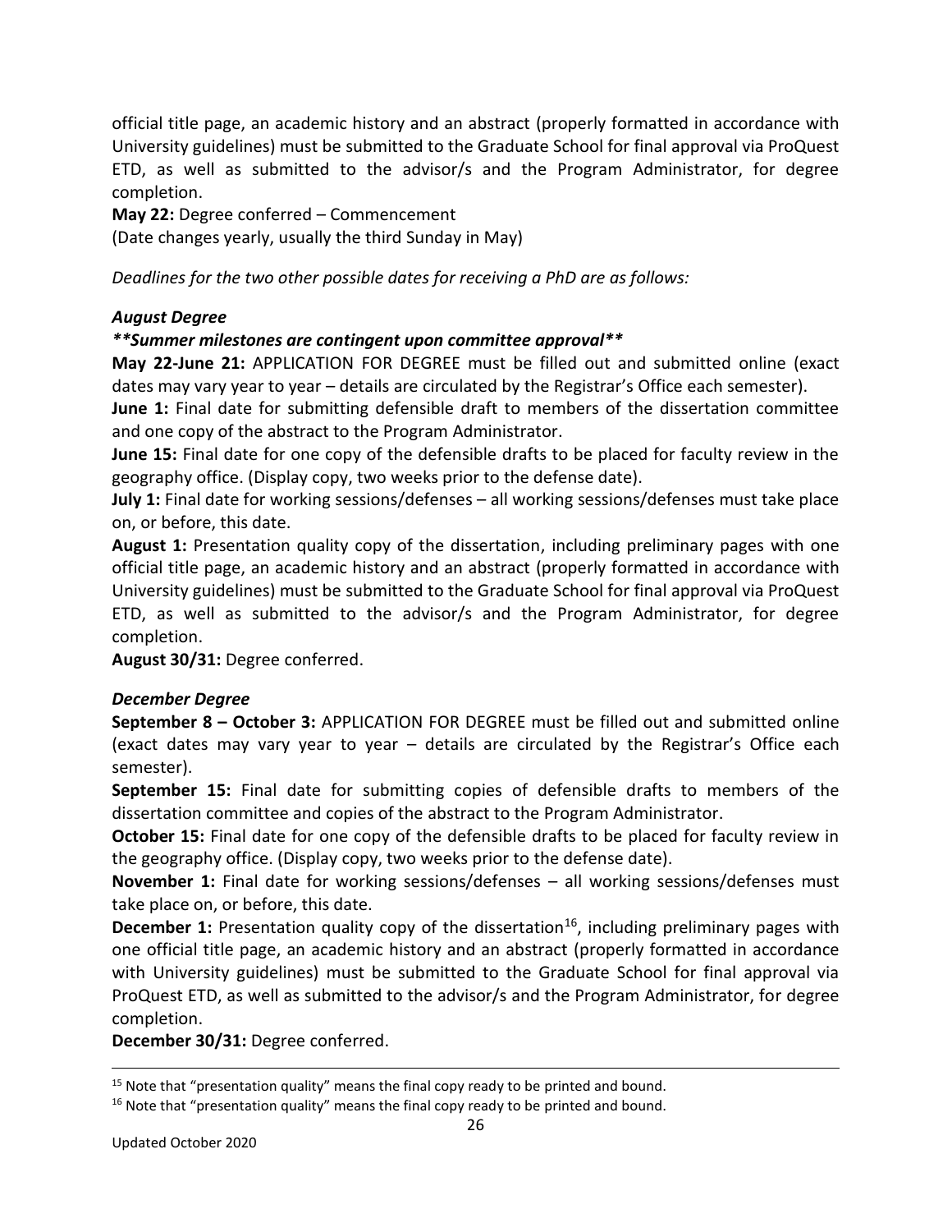official title page, an academic history and an abstract (properly formatted in accordance with University guidelines) must be submitted to the Graduate School for final approval via ProQuest ETD, as well as submitted to the advisor/s and the Program Administrator, for degree completion.

**May 22:** Degree conferred – Commencement
(Date changes yearly, usually the third Sunday in May)

*Deadlines for the two other possible dates for receiving a PhD are as follows:*

***August Degree***

***\*\*Summer milestones are contingent upon committee approval\*\****

**May 22-June 21:** APPLICATION FOR DEGREE must be filled out and submitted online (exact dates may vary year to year – details are circulated by the Registrar's Office each semester).

**June 1:** Final date for submitting defensible draft to members of the dissertation committee and one copy of the abstract to the Program Administrator.

**June 15:** Final date for one copy of the defensible drafts to be placed for faculty review in the geography office. (Display copy, two weeks prior to the defense date).

**July 1:** Final date for working sessions/defenses – all working sessions/defenses must take place on, or before, this date.

**August 1:** Presentation quality copy of the dissertation, including preliminary pages with one official title page, an academic history and an abstract (properly formatted in accordance with University guidelines) must be submitted to the Graduate School for final approval via ProQuest ETD, as well as submitted to the advisor/s and the Program Administrator, for degree completion.

**August 30/31:** Degree conferred.

***December Degree***

**September 8 – October 3:** APPLICATION FOR DEGREE must be filled out and submitted online (exact dates may vary year to year – details are circulated by the Registrar's Office each semester).

**September 15:** Final date for submitting copies of defensible drafts to members of the dissertation committee and copies of the abstract to the Program Administrator.

**October 15:** Final date for one copy of the defensible drafts to be placed for faculty review in the geography office. (Display copy, two weeks prior to the defense date).

**November 1:** Final date for working sessions/defenses – all working sessions/defenses must take place on, or before, this date.

**December 1:** Presentation quality copy of the dissertation[16], including preliminary pages with one official title page, an academic history and an abstract (properly formatted in accordance with University guidelines) must be submitted to the Graduate School for final approval via ProQuest ETD, as well as submitted to the advisor/s and the Program Administrator, for degree completion.

**December 30/31:** Degree conferred.

---

[15] Note that "presentation quality" means the final copy ready to be printed and bound.

[16] Note that "presentation quality" means the final copy ready to be printed and bound.

Updated October 2020